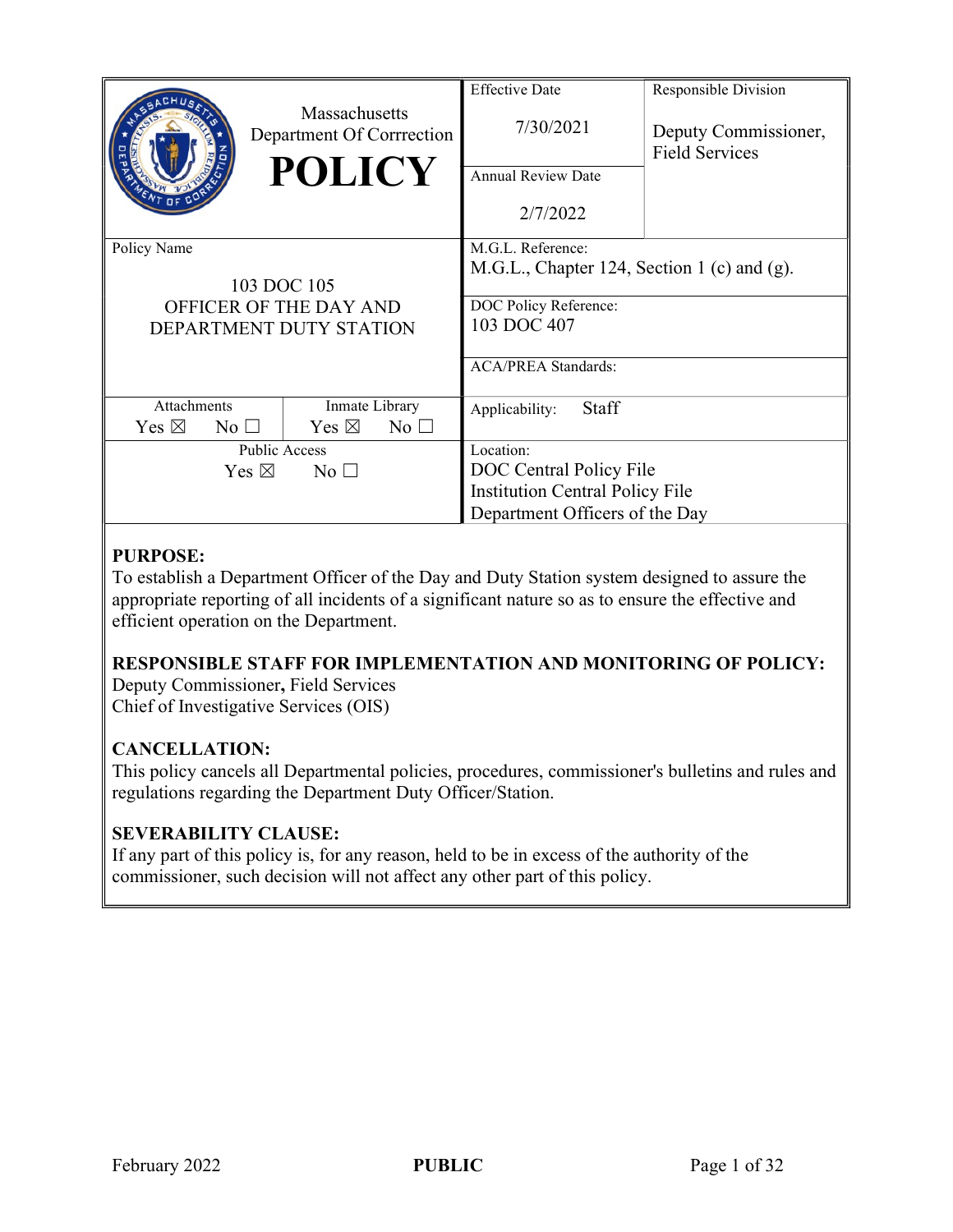| Massachusetts Department Of Corrrection **POLICY** | | Effective Date 7/30/2021 | Responsible Division Deputy Commissioner, Field Services |
|---|---|---|---|
| | | Annual Review Date 2/7/2022 | |
| Policy Name 103 DOC 105 OFFICER OF THE DAY AND DEPARTMENT DUTY STATION | | M.G.L. Reference: M.G.L., Chapter 124, Section 1 (c) and (g). | |
| | | DOC Policy Reference: 103 DOC 407 | |
| | | ACA/PREA Standards: | |
| Attachments Yes ☒ No ☐ | Inmate Library Yes ☒ No ☐ | Applicability: Staff | |
| Public Access Yes ☒ No ☐ | | Location: DOC Central Policy File Institution Central Policy File Department Officers of the Day | |

**PURPOSE:**
To establish a Department Officer of the Day and Duty Station system designed to assure the appropriate reporting of all incidents of a significant nature so as to ensure the effective and efficient operation on the Department.

**RESPONSIBLE STAFF FOR IMPLEMENTATION AND MONITORING OF POLICY:**
Deputy Commissioner**,** Field Services
Chief of Investigative Services (OIS)

**CANCELLATION:**
This policy cancels all Departmental policies, procedures, commissioner's bulletins and rules and regulations regarding the Department Duty Officer/Station.

**SEVERABILITY CLAUSE:**
If any part of this policy is, for any reason, held to be in excess of the authority of the commissioner, such decision will not affect any other part of this policy.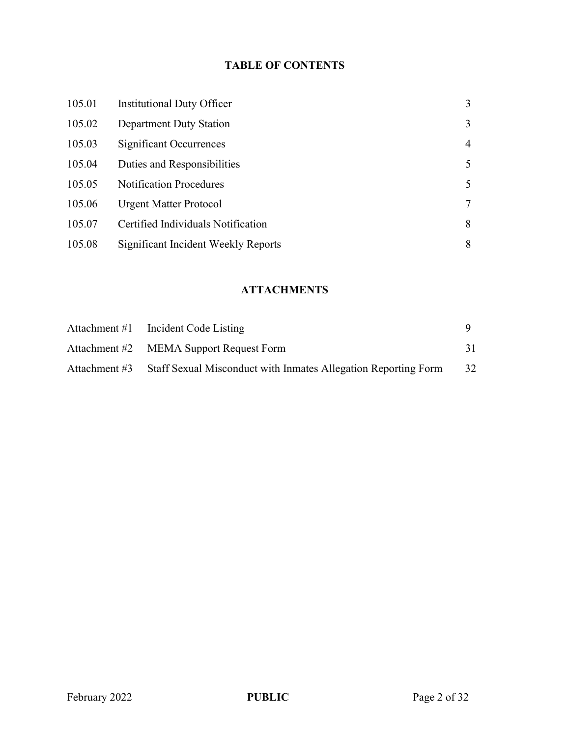## TABLE OF CONTENTS

| | | |
|---|---|---|
| 105.01 | Institutional Duty Officer | 3 |
| 105.02 | Department Duty Station | 3 |
| 105.03 | Significant Occurrences | 4 |
| 105.04 | Duties and Responsibilities | 5 |
| 105.05 | Notification Procedures | 5 |
| 105.06 | Urgent Matter Protocol | 7 |
| 105.07 | Certified Individuals Notification | 8 |
| 105.08 | Significant Incident Weekly Reports | 8 |

## ATTACHMENTS

| | | |
|---|---|---|
| Attachment #1 | Incident Code Listing | 9 |
| Attachment #2 | MEMA Support Request Form | 31 |
| Attachment #3 | Staff Sexual Misconduct with Inmates Allegation Reporting Form | 32 |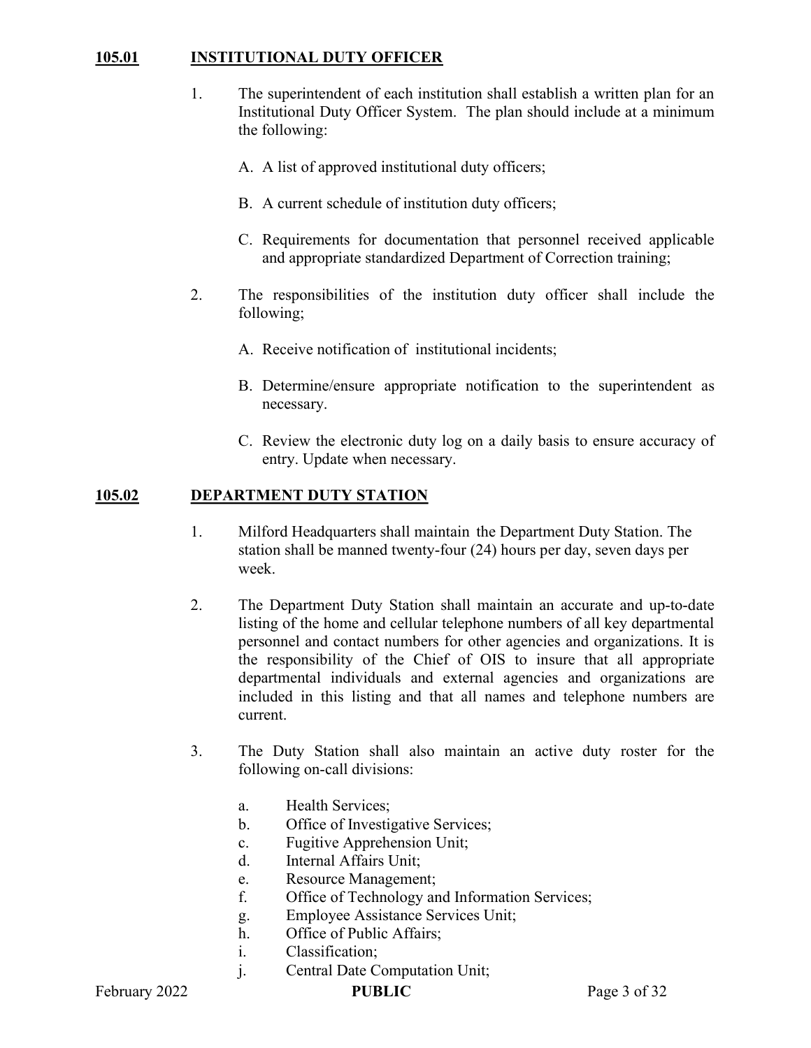## 105.01 INSTITUTIONAL DUTY OFFICER

1. The superintendent of each institution shall establish a written plan for an Institutional Duty Officer System. The plan should include at a minimum the following:

   A. A list of approved institutional duty officers;

   B. A current schedule of institution duty officers;

   C. Requirements for documentation that personnel received applicable and appropriate standardized Department of Correction training;

2. The responsibilities of the institution duty officer shall include the following;

   A. Receive notification of institutional incidents;

   B. Determine/ensure appropriate notification to the superintendent as necessary.

   C. Review the electronic duty log on a daily basis to ensure accuracy of entry. Update when necessary.

## 105.02 DEPARTMENT DUTY STATION

1. Milford Headquarters shall maintain the Department Duty Station. The station shall be manned twenty-four (24) hours per day, seven days per week.

2. The Department Duty Station shall maintain an accurate and up-to-date listing of the home and cellular telephone numbers of all key departmental personnel and contact numbers for other agencies and organizations. It is the responsibility of the Chief of OIS to insure that all appropriate departmental individuals and external agencies and organizations are included in this listing and that all names and telephone numbers are current.

3. The Duty Station shall also maintain an active duty roster for the following on-call divisions:

   a. Health Services;
   b. Office of Investigative Services;
   c. Fugitive Apprehension Unit;
   d. Internal Affairs Unit;
   e. Resource Management;
   f. Office of Technology and Information Services;
   g. Employee Assistance Services Unit;
   h. Office of Public Affairs;
   i. Classification;
   j. Central Date Computation Unit;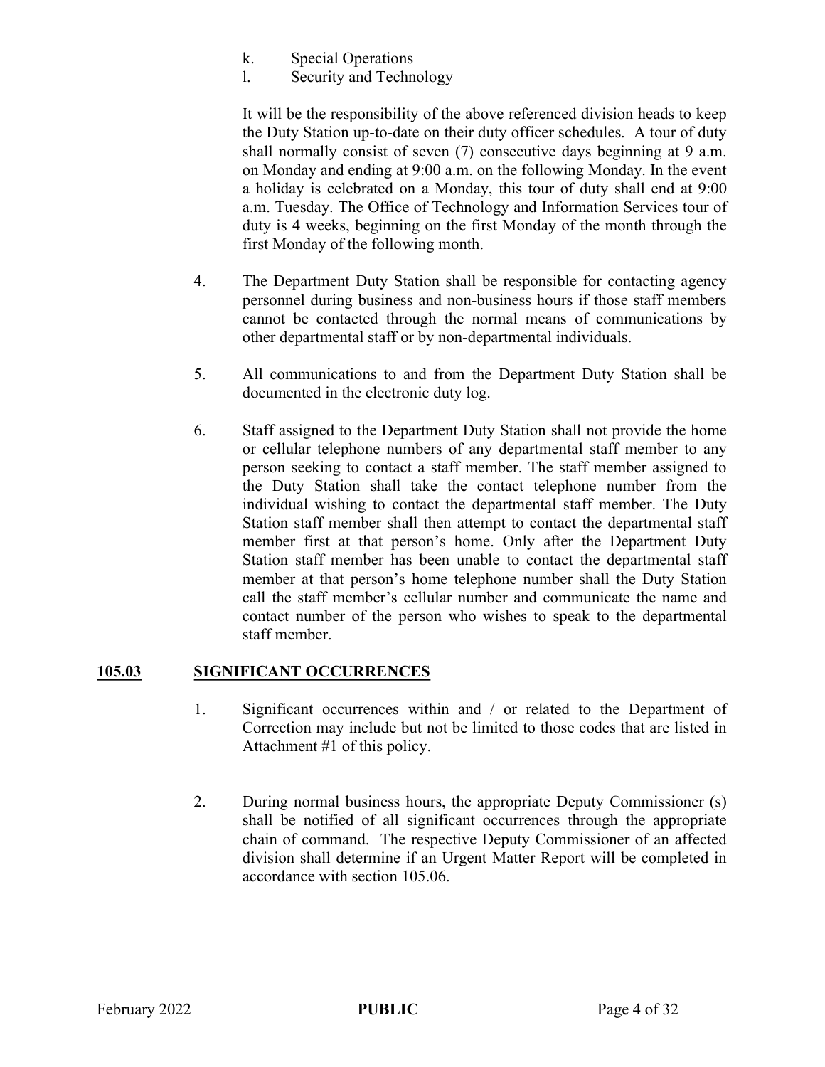k. Special Operations
l. Security and Technology

It will be the responsibility of the above referenced division heads to keep the Duty Station up-to-date on their duty officer schedules. A tour of duty shall normally consist of seven (7) consecutive days beginning at 9 a.m. on Monday and ending at 9:00 a.m. on the following Monday. In the event a holiday is celebrated on a Monday, this tour of duty shall end at 9:00 a.m. Tuesday. The Office of Technology and Information Services tour of duty is 4 weeks, beginning on the first Monday of the month through the first Monday of the following month.

4. The Department Duty Station shall be responsible for contacting agency personnel during business and non-business hours if those staff members cannot be contacted through the normal means of communications by other departmental staff or by non-departmental individuals.

5. All communications to and from the Department Duty Station shall be documented in the electronic duty log.

6. Staff assigned to the Department Duty Station shall not provide the home or cellular telephone numbers of any departmental staff member to any person seeking to contact a staff member. The staff member assigned to the Duty Station shall take the contact telephone number from the individual wishing to contact the departmental staff member. The Duty Station staff member shall then attempt to contact the departmental staff member first at that person's home. Only after the Department Duty Station staff member has been unable to contact the departmental staff member at that person's home telephone number shall the Duty Station call the staff member's cellular number and communicate the name and contact number of the person who wishes to speak to the departmental staff member.

## 105.03 SIGNIFICANT OCCURRENCES

1. Significant occurrences within and / or related to the Department of Correction may include but not be limited to those codes that are listed in Attachment #1 of this policy.

2. During normal business hours, the appropriate Deputy Commissioner (s) shall be notified of all significant occurrences through the appropriate chain of command. The respective Deputy Commissioner of an affected division shall determine if an Urgent Matter Report will be completed in accordance with section 105.06.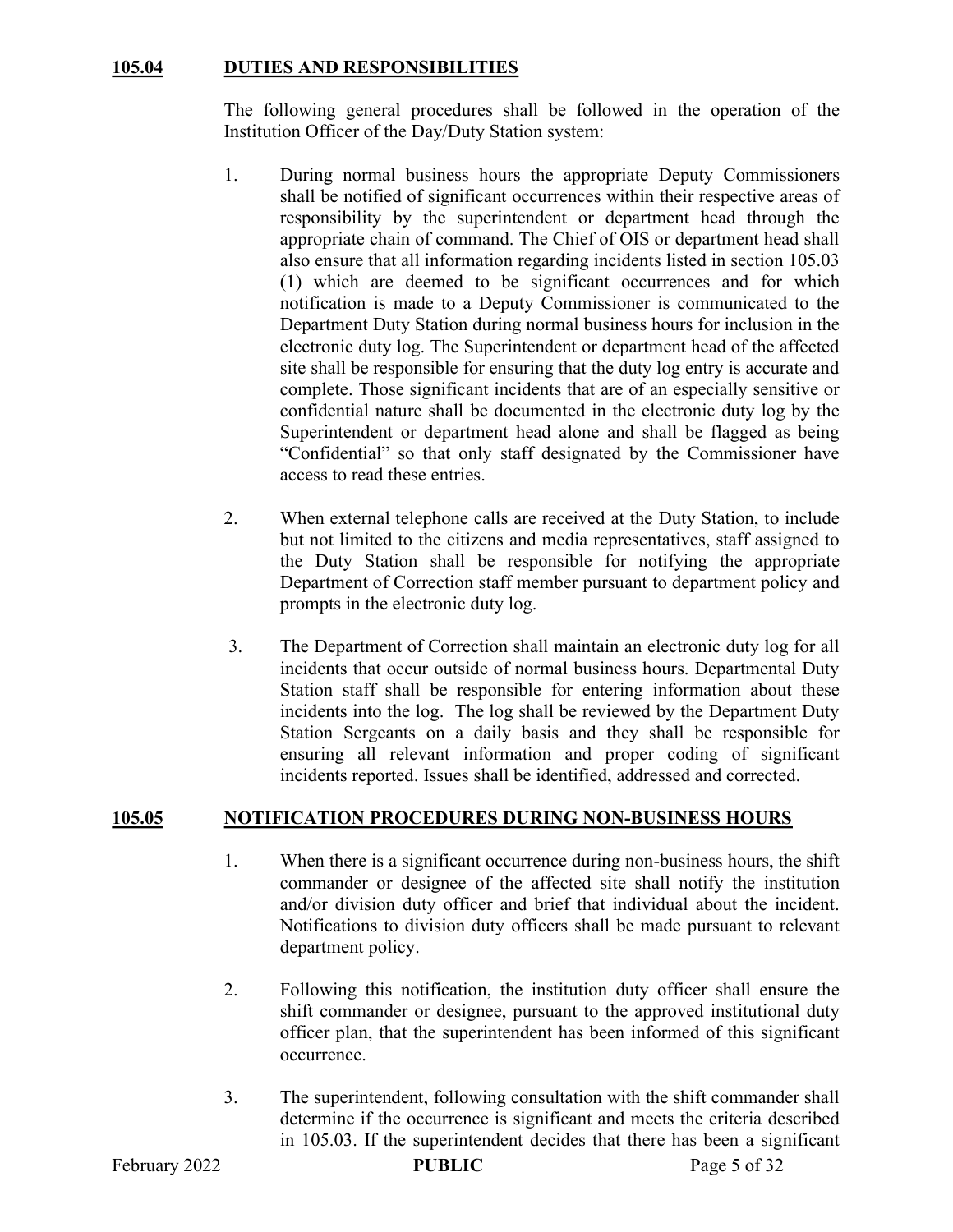## 105.04 DUTIES AND RESPONSIBILITIES

The following general procedures shall be followed in the operation of the Institution Officer of the Day/Duty Station system:

1. During normal business hours the appropriate Deputy Commissioners shall be notified of significant occurrences within their respective areas of responsibility by the superintendent or department head through the appropriate chain of command. The Chief of OIS or department head shall also ensure that all information regarding incidents listed in section 105.03 (1) which are deemed to be significant occurrences and for which notification is made to a Deputy Commissioner is communicated to the Department Duty Station during normal business hours for inclusion in the electronic duty log. The Superintendent or department head of the affected site shall be responsible for ensuring that the duty log entry is accurate and complete. Those significant incidents that are of an especially sensitive or confidential nature shall be documented in the electronic duty log by the Superintendent or department head alone and shall be flagged as being "Confidential" so that only staff designated by the Commissioner have access to read these entries.

2. When external telephone calls are received at the Duty Station, to include but not limited to the citizens and media representatives, staff assigned to the Duty Station shall be responsible for notifying the appropriate Department of Correction staff member pursuant to department policy and prompts in the electronic duty log.

3. The Department of Correction shall maintain an electronic duty log for all incidents that occur outside of normal business hours. Departmental Duty Station staff shall be responsible for entering information about these incidents into the log. The log shall be reviewed by the Department Duty Station Sergeants on a daily basis and they shall be responsible for ensuring all relevant information and proper coding of significant incidents reported. Issues shall be identified, addressed and corrected.

## 105.05 NOTIFICATION PROCEDURES DURING NON-BUSINESS HOURS

1. When there is a significant occurrence during non-business hours, the shift commander or designee of the affected site shall notify the institution and/or division duty officer and brief that individual about the incident. Notifications to division duty officers shall be made pursuant to relevant department policy.

2. Following this notification, the institution duty officer shall ensure the shift commander or designee, pursuant to the approved institutional duty officer plan, that the superintendent has been informed of this significant occurrence.

3. The superintendent, following consultation with the shift commander shall determine if the occurrence is significant and meets the criteria described in 105.03. If the superintendent decides that there has been a significant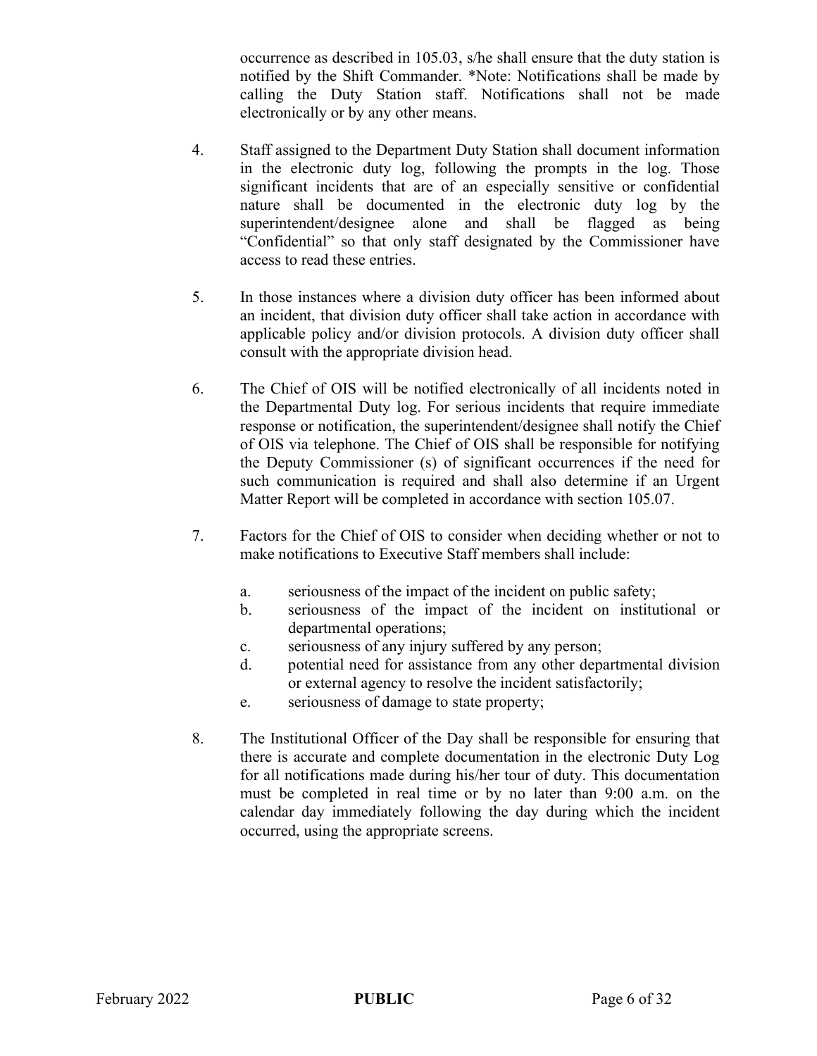occurrence as described in 105.03, s/he shall ensure that the duty station is notified by the Shift Commander. *Note: Notifications shall be made by calling the Duty Station staff. Notifications shall not be made electronically or by any other means.

4. Staff assigned to the Department Duty Station shall document information in the electronic duty log, following the prompts in the log. Those significant incidents that are of an especially sensitive or confidential nature shall be documented in the electronic duty log by the superintendent/designee alone and shall be flagged as being "Confidential" so that only staff designated by the Commissioner have access to read these entries.

5. In those instances where a division duty officer has been informed about an incident, that division duty officer shall take action in accordance with applicable policy and/or division protocols. A division duty officer shall consult with the appropriate division head.

6. The Chief of OIS will be notified electronically of all incidents noted in the Departmental Duty log. For serious incidents that require immediate response or notification, the superintendent/designee shall notify the Chief of OIS via telephone. The Chief of OIS shall be responsible for notifying the Deputy Commissioner (s) of significant occurrences if the need for such communication is required and shall also determine if an Urgent Matter Report will be completed in accordance with section 105.07.

7. Factors for the Chief of OIS to consider when deciding whether or not to make notifications to Executive Staff members shall include:

   a. seriousness of the impact of the incident on public safety;
   b. seriousness of the impact of the incident on institutional or departmental operations;
   c. seriousness of any injury suffered by any person;
   d. potential need for assistance from any other departmental division or external agency to resolve the incident satisfactorily;
   e. seriousness of damage to state property;

8. The Institutional Officer of the Day shall be responsible for ensuring that there is accurate and complete documentation in the electronic Duty Log for all notifications made during his/her tour of duty. This documentation must be completed in real time or by no later than 9:00 a.m. on the calendar day immediately following the day during which the incident occurred, using the appropriate screens.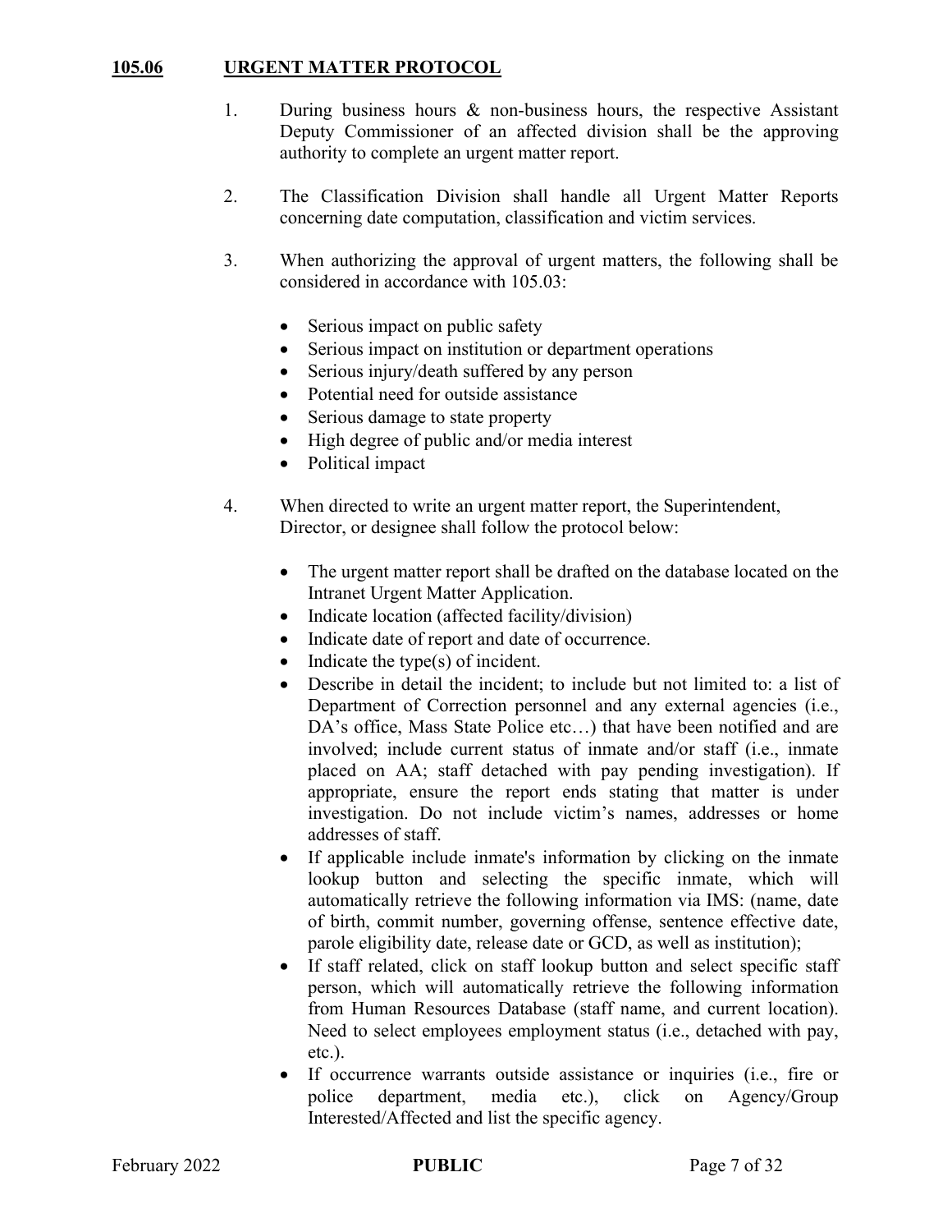## 105.06 URGENT MATTER PROTOCOL

1. During business hours & non-business hours, the respective Assistant Deputy Commissioner of an affected division shall be the approving authority to complete an urgent matter report.

2. The Classification Division shall handle all Urgent Matter Reports concerning date computation, classification and victim services.

3. When authorizing the approval of urgent matters, the following shall be considered in accordance with 105.03:

   - Serious impact on public safety
   - Serious impact on institution or department operations
   - Serious injury/death suffered by any person
   - Potential need for outside assistance
   - Serious damage to state property
   - High degree of public and/or media interest
   - Political impact

4. When directed to write an urgent matter report, the Superintendent, Director, or designee shall follow the protocol below:

   - The urgent matter report shall be drafted on the database located on the Intranet Urgent Matter Application.
   - Indicate location (affected facility/division)
   - Indicate date of report and date of occurrence.
   - Indicate the type(s) of incident.
   - Describe in detail the incident; to include but not limited to: a list of Department of Correction personnel and any external agencies (i.e., DA's office, Mass State Police etc…) that have been notified and are involved; include current status of inmate and/or staff (i.e., inmate placed on AA; staff detached with pay pending investigation). If appropriate, ensure the report ends stating that matter is under investigation. Do not include victim's names, addresses or home addresses of staff.
   - If applicable include inmate's information by clicking on the inmate lookup button and selecting the specific inmate, which will automatically retrieve the following information via IMS: (name, date of birth, commit number, governing offense, sentence effective date, parole eligibility date, release date or GCD, as well as institution);
   - If staff related, click on staff lookup button and select specific staff person, which will automatically retrieve the following information from Human Resources Database (staff name, and current location). Need to select employees employment status (i.e., detached with pay, etc.).
   - If occurrence warrants outside assistance or inquiries (i.e., fire or police department, media etc.), click on Agency/Group Interested/Affected and list the specific agency.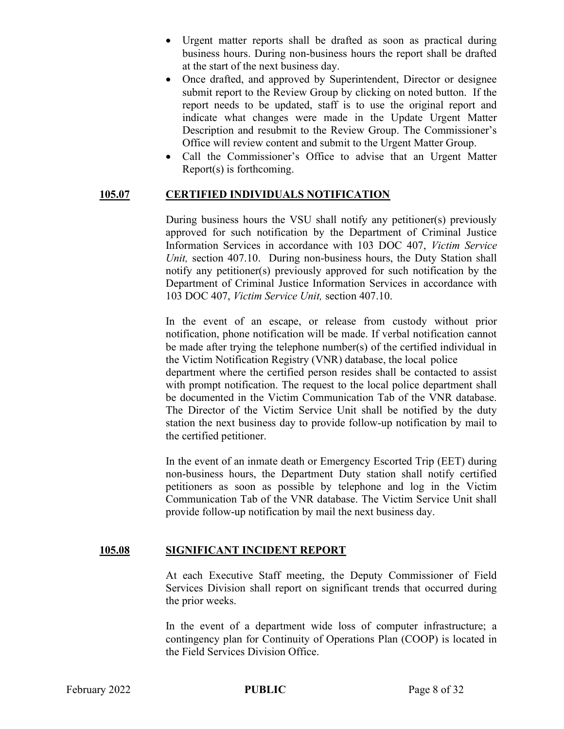- Urgent matter reports shall be drafted as soon as practical during business hours. During non-business hours the report shall be drafted at the start of the next business day.
- Once drafted, and approved by Superintendent, Director or designee submit report to the Review Group by clicking on noted button. If the report needs to be updated, staff is to use the original report and indicate what changes were made in the Update Urgent Matter Description and resubmit to the Review Group. The Commissioner's Office will review content and submit to the Urgent Matter Group.
- Call the Commissioner's Office to advise that an Urgent Matter Report(s) is forthcoming.

## 105.07 CERTIFIED INDIVIDUALS NOTIFICATION

During business hours the VSU shall notify any petitioner(s) previously approved for such notification by the Department of Criminal Justice Information Services in accordance with 103 DOC 407, *Victim Service Unit,* section 407.10. During non-business hours, the Duty Station shall notify any petitioner(s) previously approved for such notification by the Department of Criminal Justice Information Services in accordance with 103 DOC 407, *Victim Service Unit,* section 407.10.

In the event of an escape, or release from custody without prior notification, phone notification will be made. If verbal notification cannot be made after trying the telephone number(s) of the certified individual in the Victim Notification Registry (VNR) database, the local police department where the certified person resides shall be contacted to assist with prompt notification. The request to the local police department shall be documented in the Victim Communication Tab of the VNR database. The Director of the Victim Service Unit shall be notified by the duty station the next business day to provide follow-up notification by mail to the certified petitioner.

In the event of an inmate death or Emergency Escorted Trip (EET) during non-business hours, the Department Duty station shall notify certified petitioners as soon as possible by telephone and log in the Victim Communication Tab of the VNR database. The Victim Service Unit shall provide follow-up notification by mail the next business day.

## 105.08 SIGNIFICANT INCIDENT REPORT

At each Executive Staff meeting, the Deputy Commissioner of Field Services Division shall report on significant trends that occurred during the prior weeks.

In the event of a department wide loss of computer infrastructure; a contingency plan for Continuity of Operations Plan (COOP) is located in the Field Services Division Office.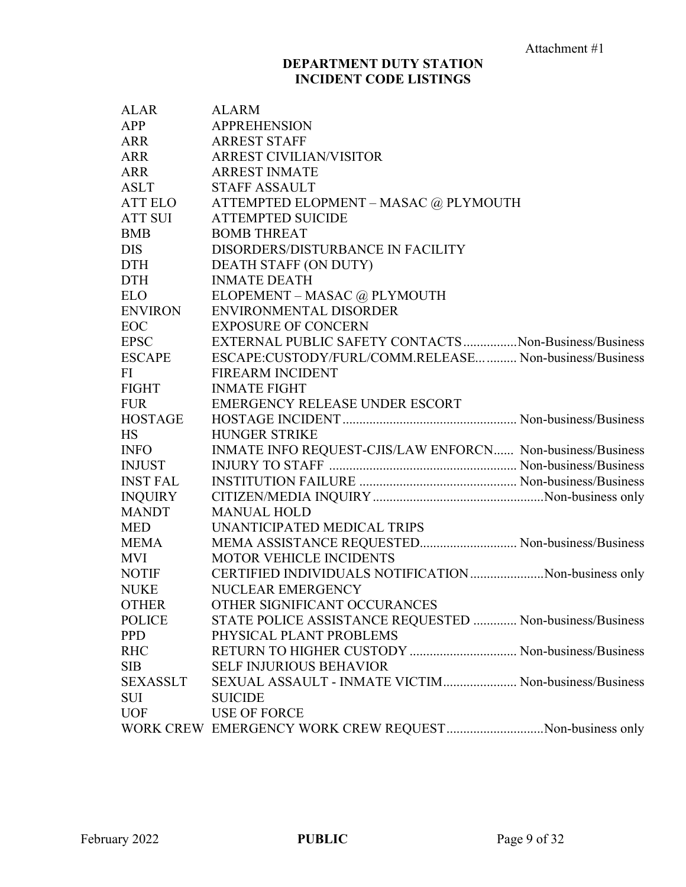Attachment #1

# DEPARTMENT DUTY STATION INCIDENT CODE LISTINGS

| Code | Description | |
|---|---|---|
| ALAR | ALARM | |
| APP | APPREHENSION | |
| ARR | ARREST STAFF | |
| ARR | ARREST CIVILIAN/VISITOR | |
| ARR | ARREST INMATE | |
| ASLT | STAFF ASSAULT | |
| ATT ELO | ATTEMPTED ELOPMENT – MASAC @ PLYMOUTH | |
| ATT SUI | ATTEMPTED SUICIDE | |
| BMB | BOMB THREAT | |
| DIS | DISORDERS/DISTURBANCE IN FACILITY | |
| DTH | DEATH STAFF (ON DUTY) | |
| DTH | INMATE DEATH | |
| ELO | ELOPEMENT – MASAC @ PLYMOUTH | |
| ENVIRON | ENVIRONMENTAL DISORDER | |
| EOC | EXPOSURE OF CONCERN | |
| EPSC | EXTERNAL PUBLIC SAFETY CONTACTS | Non-Business/Business |
| ESCAPE | ESCAPE:CUSTODY/FURL/COMM.RELEASE... | Non-business/Business |
| FI | FIREARM INCIDENT | |
| FIGHT | INMATE FIGHT | |
| FUR | EMERGENCY RELEASE UNDER ESCORT | |
| HOSTAGE | HOSTAGE INCIDENT | Non-business/Business |
| HS | HUNGER STRIKE | |
| INFO | INMATE INFO REQUEST-CJIS/LAW ENFORCN | Non-business/Business |
| INJUST | INJURY TO STAFF | Non-business/Business |
| INST FAL | INSTITUTION FAILURE | Non-business/Business |
| INQUIRY | CITIZEN/MEDIA INQUIRY | Non-business only |
| MANDT | MANUAL HOLD | |
| MED | UNANTICIPATED MEDICAL TRIPS | |
| MEMA | MEMA ASSISTANCE REQUESTED | Non-business/Business |
| MVI | MOTOR VEHICLE INCIDENTS | |
| NOTIF | CERTIFIED INDIVIDUALS NOTIFICATION | Non-business only |
| NUKE | NUCLEAR EMERGENCY | |
| OTHER | OTHER SIGNIFICANT OCCURANCES | |
| POLICE | STATE POLICE ASSISTANCE REQUESTED | Non-business/Business |
| PPD | PHYSICAL PLANT PROBLEMS | |
| RHC | RETURN TO HIGHER CUSTODY | Non-business/Business |
| SIB | SELF INJURIOUS BEHAVIOR | |
| SEXASSLT | SEXUAL ASSAULT - INMATE VICTIM | Non-business/Business |
| SUI | SUICIDE | |
| UOF | USE OF FORCE | |
| WORK CREW | EMERGENCY WORK CREW REQUEST | Non-business only |

February 2022 **PUBLIC**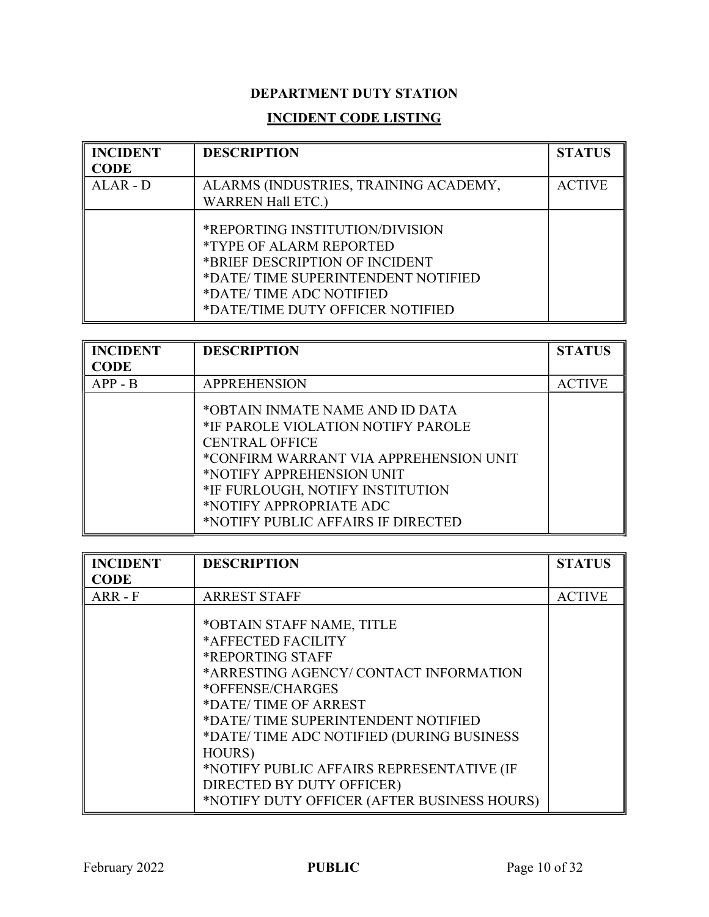**DEPARTMENT DUTY STATION**

**INCIDENT CODE LISTING**

| **INCIDENT CODE** | **DESCRIPTION** | **STATUS** |
|---|---|---|
| ALAR - D | ALARMS (INDUSTRIES, TRAINING ACADEMY, WARREN Hall ETC.) | ACTIVE |
| | *REPORTING INSTITUTION/DIVISION<br>*TYPE OF ALARM REPORTED<br>*BRIEF DESCRIPTION OF INCIDENT<br>*DATE/ TIME SUPERINTENDENT NOTIFIED<br>*DATE/ TIME ADC NOTIFIED<br>*DATE/TIME DUTY OFFICER NOTIFIED | |

| **INCIDENT CODE** | **DESCRIPTION** | **STATUS** |
|---|---|---|
| APP - B | APPREHENSION | ACTIVE |
| | *OBTAIN INMATE NAME AND ID DATA<br>*IF PAROLE VIOLATION NOTIFY PAROLE CENTRAL OFFICE<br>*CONFIRM WARRANT VIA APPREHENSION UNIT<br>*NOTIFY APPREHENSION UNIT<br>*IF FURLOUGH, NOTIFY INSTITUTION<br>*NOTIFY APPROPRIATE ADC<br>*NOTIFY PUBLIC AFFAIRS IF DIRECTED | |

| **INCIDENT CODE** | **DESCRIPTION** | **STATUS** |
|---|---|---|
| ARR - F | ARREST STAFF | ACTIVE |
| | *OBTAIN STAFF NAME, TITLE<br>*AFFECTED FACILITY<br>*REPORTING STAFF<br>*ARRESTING AGENCY/ CONTACT INFORMATION<br>*OFFENSE/CHARGES<br>*DATE/ TIME OF ARREST<br>*DATE/ TIME SUPERINTENDENT NOTIFIED<br>*DATE/ TIME ADC NOTIFIED (DURING BUSINESS HOURS)<br>*NOTIFY PUBLIC AFFAIRS REPRESENTATIVE (IF DIRECTED BY DUTY OFFICER)<br>*NOTIFY DUTY OFFICER (AFTER BUSINESS HOURS) | |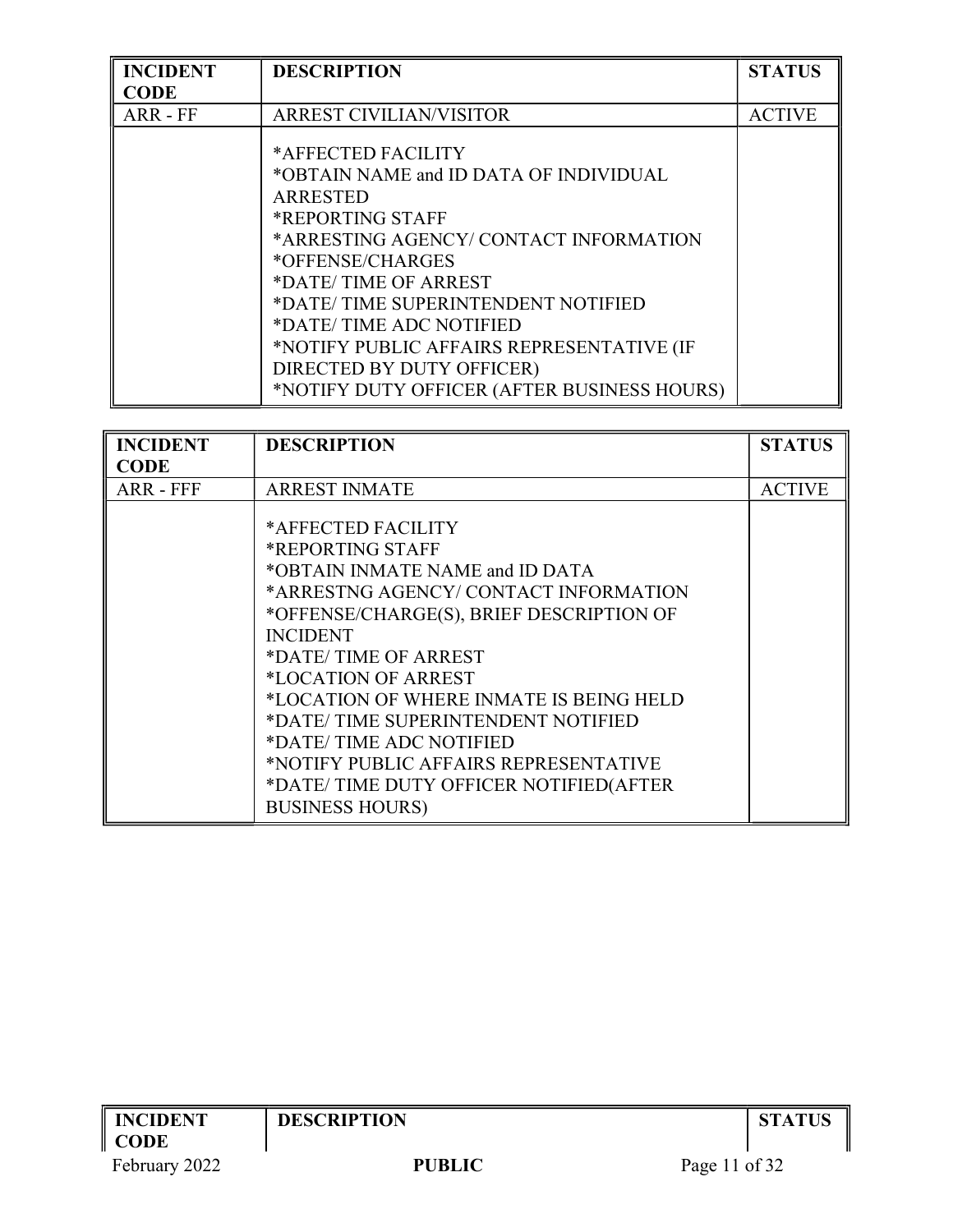| INCIDENT CODE | DESCRIPTION | STATUS |
|---|---|---|
| ARR - FF | ARREST CIVILIAN/VISITOR | ACTIVE |
| | *AFFECTED FACILITY<br>*OBTAIN NAME and ID DATA OF INDIVIDUAL ARRESTED<br>*REPORTING STAFF<br>*ARRESTING AGENCY/ CONTACT INFORMATION<br>*OFFENSE/CHARGES<br>*DATE/ TIME OF ARREST<br>*DATE/ TIME SUPERINTENDENT NOTIFIED<br>*DATE/ TIME ADC NOTIFIED<br>*NOTIFY PUBLIC AFFAIRS REPRESENTATIVE (IF DIRECTED BY DUTY OFFICER)<br>*NOTIFY DUTY OFFICER (AFTER BUSINESS HOURS) | |

| INCIDENT CODE | DESCRIPTION | STATUS |
|---|---|---|
| ARR - FFF | ARREST INMATE | ACTIVE |
| | *AFFECTED FACILITY<br>*REPORTING STAFF<br>*OBTAIN INMATE NAME and ID DATA<br>*ARRESTNG AGENCY/ CONTACT INFORMATION<br>*OFFENSE/CHARGE(S), BRIEF DESCRIPTION OF INCIDENT<br>*DATE/ TIME OF ARREST<br>*LOCATION OF ARREST<br>*LOCATION OF WHERE INMATE IS BEING HELD<br>*DATE/ TIME SUPERINTENDENT NOTIFIED<br>*DATE/ TIME ADC NOTIFIED<br>*NOTIFY PUBLIC AFFAIRS REPRESENTATIVE<br>*DATE/ TIME DUTY OFFICER NOTIFIED(AFTER BUSINESS HOURS) | |

| INCIDENT CODE | DESCRIPTION | STATUS |
|---|---|---|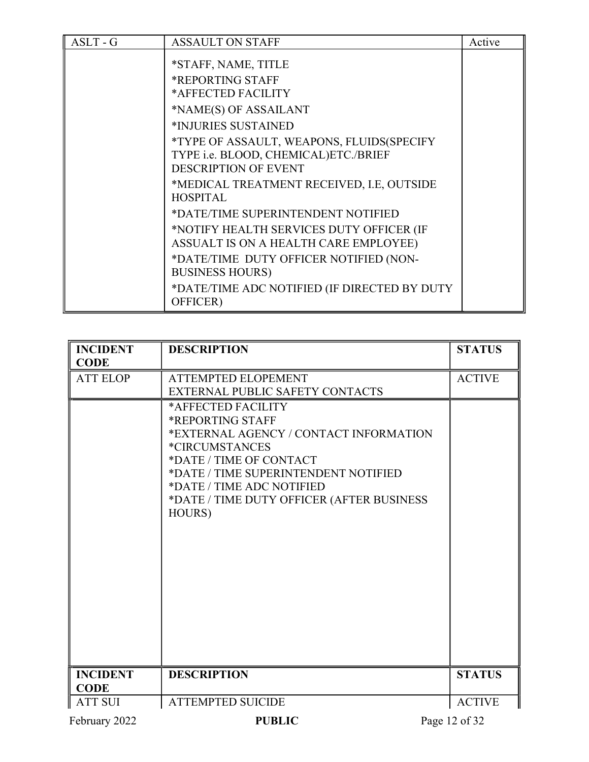| ASLT - G | ASSAULT ON STAFF | Active |
|---|---|---|
| | *STAFF, NAME, TITLE<br>*REPORTING STAFF<br>*AFFECTED FACILITY<br>*NAME(S) OF ASSAILANT<br>*INJURIES SUSTAINED<br>*TYPE OF ASSAULT, WEAPONS, FLUIDS(SPECIFY TYPE i.e. BLOOD, CHEMICAL)ETC./BRIEF DESCRIPTION OF EVENT<br>*MEDICAL TREATMENT RECEIVED, I.E, OUTSIDE HOSPITAL<br>*DATE/TIME SUPERINTENDENT NOTIFIED<br>*NOTIFY HEALTH SERVICES DUTY OFFICER (IF ASSUALT IS ON A HEALTH CARE EMPLOYEE)<br>*DATE/TIME DUTY OFFICER NOTIFIED (NON-BUSINESS HOURS)<br>*DATE/TIME ADC NOTIFIED (IF DIRECTED BY DUTY OFFICER) | |

| INCIDENT CODE | DESCRIPTION | STATUS |
|---|---|---|
| ATT ELOP | ATTEMPTED ELOPEMENT<br>EXTERNAL PUBLIC SAFETY CONTACTS | ACTIVE |
| | *AFFECTED FACILITY<br>*REPORTING STAFF<br>*EXTERNAL AGENCY / CONTACT INFORMATION<br>*CIRCUMSTANCES<br>*DATE / TIME OF CONTACT<br>*DATE / TIME SUPERINTENDENT NOTIFIED<br>*DATE / TIME ADC NOTIFIED<br>*DATE / TIME DUTY OFFICER (AFTER BUSINESS HOURS) | |

| INCIDENT CODE | DESCRIPTION | STATUS |
|---|---|---|
| ATT SUI | ATTEMPTED SUICIDE | ACTIVE |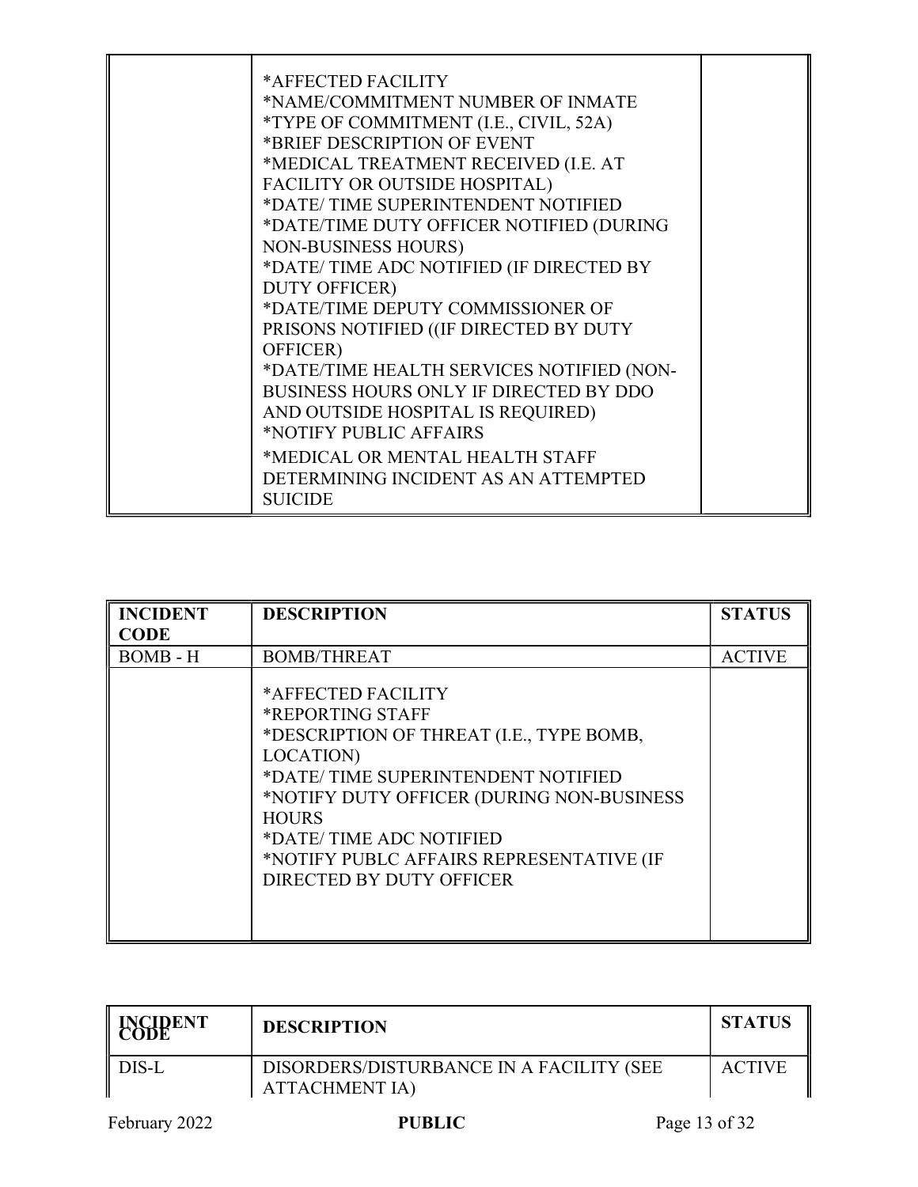| | | |
|---|---|---|
| | *AFFECTED FACILITY<br>*NAME/COMMITMENT NUMBER OF INMATE<br>*TYPE OF COMMITMENT (I.E., CIVIL, 52A)<br>*BRIEF DESCRIPTION OF EVENT<br>*MEDICAL TREATMENT RECEIVED (I.E. AT FACILITY OR OUTSIDE HOSPITAL)<br>*DATE/ TIME SUPERINTENDENT NOTIFIED<br>*DATE/TIME DUTY OFFICER NOTIFIED (DURING NON-BUSINESS HOURS)<br>*DATE/ TIME ADC NOTIFIED (IF DIRECTED BY DUTY OFFICER)<br>*DATE/TIME DEPUTY COMMISSIONER OF PRISONS NOTIFIED ((IF DIRECTED BY DUTY OFFICER)<br>*DATE/TIME HEALTH SERVICES NOTIFIED (NON-BUSINESS HOURS ONLY IF DIRECTED BY DDO AND OUTSIDE HOSPITAL IS REQUIRED)<br>*NOTIFY PUBLIC AFFAIRS<br>*MEDICAL OR MENTAL HEALTH STAFF DETERMINING INCIDENT AS AN ATTEMPTED SUICIDE | |

| INCIDENT CODE | DESCRIPTION | STATUS |
|---|---|---|
| BOMB - H | BOMB/THREAT | ACTIVE |
| | *AFFECTED FACILITY<br>*REPORTING STAFF<br>*DESCRIPTION OF THREAT (I.E., TYPE BOMB, LOCATION)<br>*DATE/ TIME SUPERINTENDENT NOTIFIED<br>*NOTIFY DUTY OFFICER (DURING NON-BUSINESS HOURS<br>*DATE/ TIME ADC NOTIFIED<br>*NOTIFY PUBLC AFFAIRS REPRESENTATIVE (IF DIRECTED BY DUTY OFFICER | |

| INCIDENT CODE | DESCRIPTION | STATUS |
|---|---|---|
| DIS-L | DISORDERS/DISTURBANCE IN A FACILITY (SEE ATTACHMENT IA) | ACTIVE |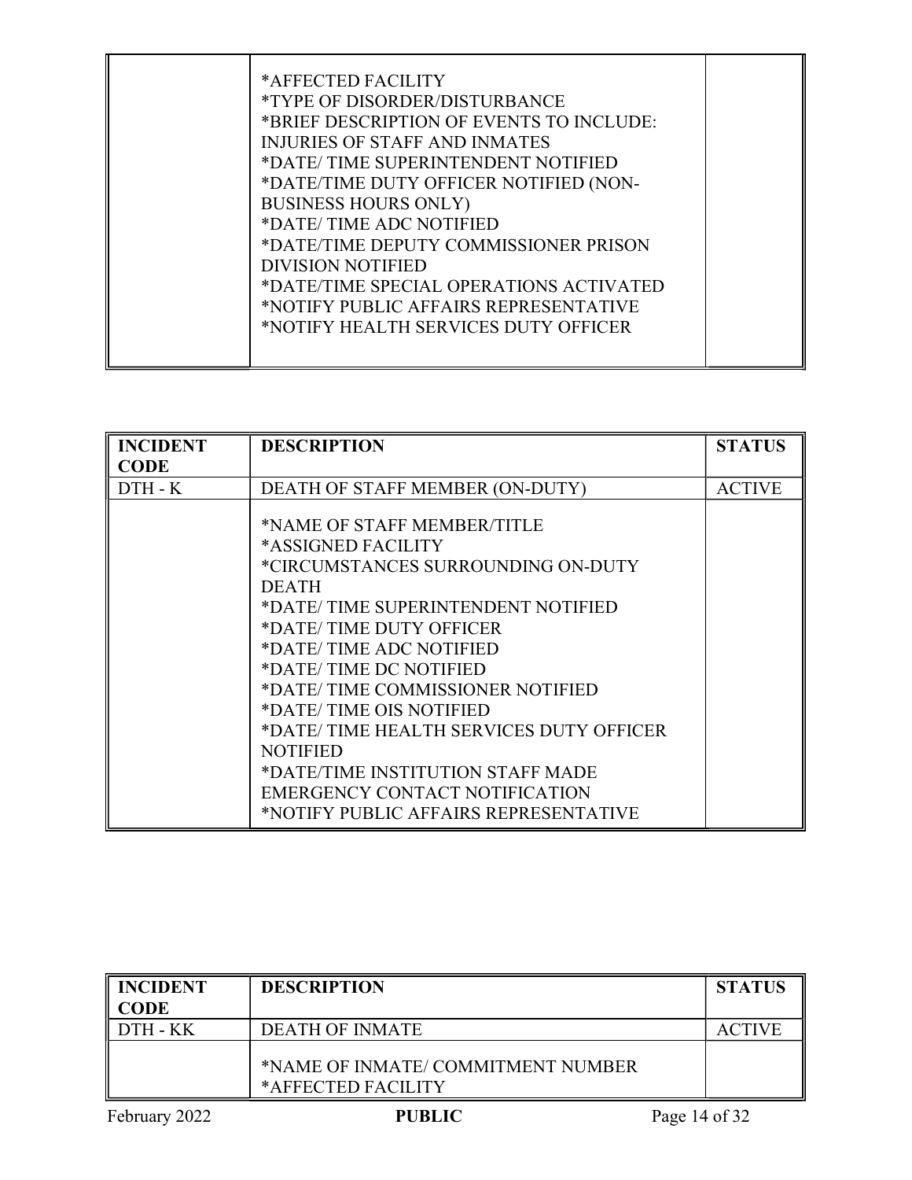| | | |
|---|---|---|
| | *AFFECTED FACILITY<br>*TYPE OF DISORDER/DISTURBANCE<br>*BRIEF DESCRIPTION OF EVENTS TO INCLUDE: INJURIES OF STAFF AND INMATES<br>*DATE/ TIME SUPERINTENDENT NOTIFIED<br>*DATE/TIME DUTY OFFICER NOTIFIED (NON-BUSINESS HOURS ONLY)<br>*DATE/ TIME ADC NOTIFIED<br>*DATE/TIME DEPUTY COMMISSIONER PRISON DIVISION NOTIFIED<br>*DATE/TIME SPECIAL OPERATIONS ACTIVATED<br>*NOTIFY PUBLIC AFFAIRS REPRESENTATIVE<br>*NOTIFY HEALTH SERVICES DUTY OFFICER | |

| INCIDENT CODE | DESCRIPTION | STATUS |
|---|---|---|
| DTH - K | DEATH OF STAFF MEMBER (ON-DUTY) | ACTIVE |
| | *NAME OF STAFF MEMBER/TITLE<br>*ASSIGNED FACILITY<br>*CIRCUMSTANCES SURROUNDING ON-DUTY DEATH<br>*DATE/ TIME SUPERINTENDENT NOTIFIED<br>*DATE/ TIME DUTY OFFICER<br>*DATE/ TIME ADC NOTIFIED<br>*DATE/ TIME DC NOTIFIED<br>*DATE/ TIME COMMISSIONER NOTIFIED<br>*DATE/ TIME OIS NOTIFIED<br>*DATE/ TIME HEALTH SERVICES DUTY OFFICER NOTIFIED<br>*DATE/TIME INSTITUTION STAFF MADE EMERGENCY CONTACT NOTIFICATION<br>*NOTIFY PUBLIC AFFAIRS REPRESENTATIVE | |

| INCIDENT CODE | DESCRIPTION | STATUS |
|---|---|---|
| DTH - KK | DEATH OF INMATE | ACTIVE |
| | *NAME OF INMATE/ COMMITMENT NUMBER<br>*AFFECTED FACILITY | |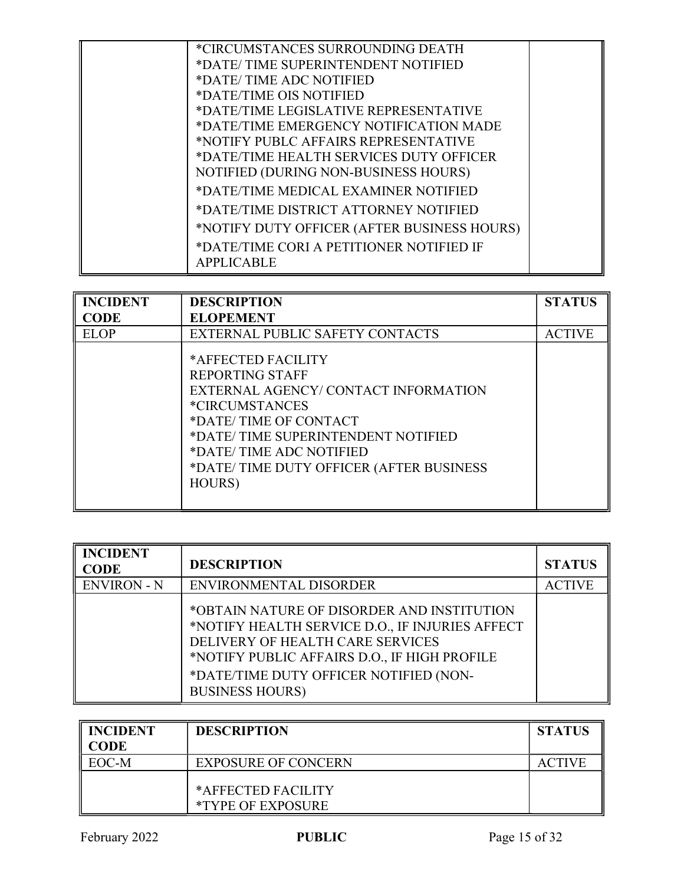| | | |
|---|---|---|
| | *CIRCUMSTANCES SURROUNDING DEATH<br>*DATE/ TIME SUPERINTENDENT NOTIFIED<br>*DATE/ TIME ADC NOTIFIED<br>*DATE/TIME OIS NOTIFIED<br>*DATE/TIME LEGISLATIVE REPRESENTATIVE<br>*DATE/TIME EMERGENCY NOTIFICATION MADE<br>*NOTIFY PUBLC AFFAIRS REPRESENTATIVE<br>*DATE/TIME HEALTH SERVICES DUTY OFFICER NOTIFIED (DURING NON-BUSINESS HOURS)<br>*DATE/TIME MEDICAL EXAMINER NOTIFIED<br>*DATE/TIME DISTRICT ATTORNEY NOTIFIED<br>*NOTIFY DUTY OFFICER (AFTER BUSINESS HOURS)<br>*DATE/TIME CORI A PETITIONER NOTIFIED IF APPLICABLE | |

| INCIDENT CODE | DESCRIPTION ELOPEMENT | STATUS |
|---|---|---|
| ELOP | EXTERNAL PUBLIC SAFETY CONTACTS | ACTIVE |
| | *AFFECTED FACILITY<br>REPORTING STAFF<br>EXTERNAL AGENCY/ CONTACT INFORMATION<br>*CIRCUMSTANCES<br>*DATE/ TIME OF CONTACT<br>*DATE/ TIME SUPERINTENDENT NOTIFIED<br>*DATE/ TIME ADC NOTIFIED<br>*DATE/ TIME DUTY OFFICER (AFTER BUSINESS HOURS) | |

| INCIDENT CODE | DESCRIPTION | STATUS |
|---|---|---|
| ENVIRON - N | ENVIRONMENTAL DISORDER | ACTIVE |
| | *OBTAIN NATURE OF DISORDER AND INSTITUTION<br>*NOTIFY HEALTH SERVICE D.O., IF INJURIES AFFECT DELIVERY OF HEALTH CARE SERVICES<br>*NOTIFY PUBLIC AFFAIRS D.O., IF HIGH PROFILE<br>*DATE/TIME DUTY OFFICER NOTIFIED (NON-BUSINESS HOURS) | |

| INCIDENT CODE | DESCRIPTION | STATUS |
|---|---|---|
| EOC-M | EXPOSURE OF CONCERN | ACTIVE |
| | *AFFECTED FACILITY<br>*TYPE OF EXPOSURE | |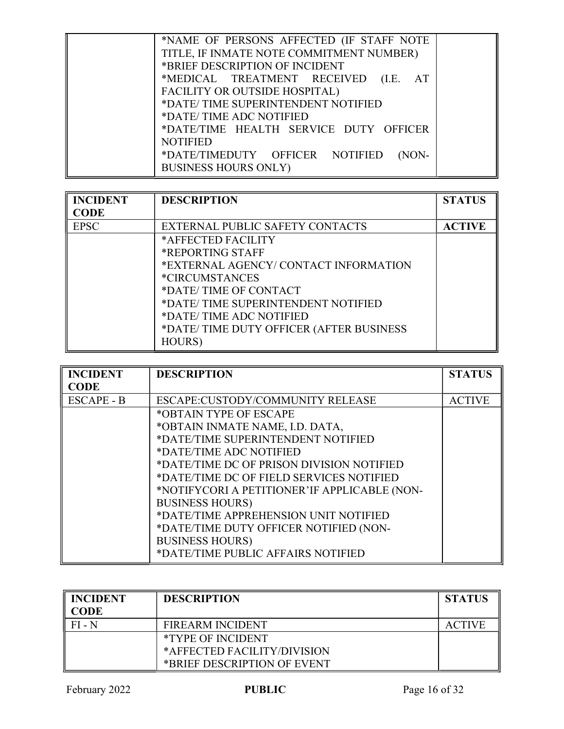| | | |
|---|---|---|
| | *NAME OF PERSONS AFFECTED (IF STAFF NOTE TITLE, IF INMATE NOTE COMMITMENT NUMBER)<br>*BRIEF DESCRIPTION OF INCIDENT<br>*MEDICAL TREATMENT RECEIVED (I.E. AT FACILITY OR OUTSIDE HOSPITAL)<br>*DATE/ TIME SUPERINTENDENT NOTIFIED<br>*DATE/ TIME ADC NOTIFIED<br>*DATE/TIME HEALTH SERVICE DUTY OFFICER NOTIFIED<br>*DATE/TIMEDUTY OFFICER NOTIFIED (NON-BUSINESS HOURS ONLY) | |

| INCIDENT CODE | DESCRIPTION | STATUS |
|---|---|---|
| EPSC | EXTERNAL PUBLIC SAFETY CONTACTS | **ACTIVE** |
| | *AFFECTED FACILITY<br>*REPORTING STAFF<br>*EXTERNAL AGENCY/ CONTACT INFORMATION<br>*CIRCUMSTANCES<br>*DATE/ TIME OF CONTACT<br>*DATE/ TIME SUPERINTENDENT NOTIFIED<br>*DATE/ TIME ADC NOTIFIED<br>*DATE/ TIME DUTY OFFICER (AFTER BUSINESS HOURS) | |

| INCIDENT CODE | DESCRIPTION | STATUS |
|---|---|---|
| ESCAPE - B | ESCAPE:CUSTODY/COMMUNITY RELEASE | ACTIVE |
| | *OBTAIN TYPE OF ESCAPE<br>*OBTAIN INMATE NAME, I.D. DATA,<br>*DATE/TIME SUPERINTENDENT NOTIFIED<br>*DATE/TIME ADC NOTIFIED<br>*DATE/TIME DC OF PRISON DIVISION NOTIFIED<br>*DATE/TIME DC OF FIELD SERVICES NOTIFIED<br>*NOTIFYCORI A PETITIONER'IF APPLICABLE (NON-BUSINESS HOURS)<br>*DATE/TIME APPREHENSION UNIT NOTIFIED<br>*DATE/TIME DUTY OFFICER NOTIFIED (NON-BUSINESS HOURS)<br>*DATE/TIME PUBLIC AFFAIRS NOTIFIED | |

| INCIDENT CODE | DESCRIPTION | STATUS |
|---|---|---|
| FI - N | FIREARM INCIDENT | ACTIVE |
| | *TYPE OF INCIDENT<br>*AFFECTED FACILITY/DIVISION<br>*BRIEF DESCRIPTION OF EVENT | |

February 2022 **PUBLIC**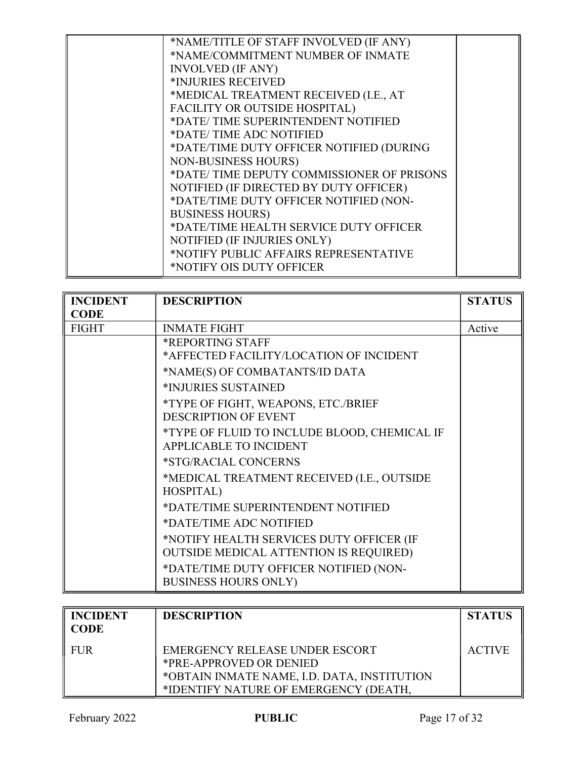| | | |
|---|---|---|
| | *NAME/TITLE OF STAFF INVOLVED (IF ANY)<br>*NAME/COMMITMENT NUMBER OF INMATE INVOLVED (IF ANY)<br>*INJURIES RECEIVED<br>*MEDICAL TREATMENT RECEIVED (I.E., AT FACILITY OR OUTSIDE HOSPITAL)<br>*DATE/ TIME SUPERINTENDENT NOTIFIED<br>*DATE/ TIME ADC NOTIFIED<br>*DATE/TIME DUTY OFFICER NOTIFIED (DURING NON-BUSINESS HOURS)<br>*DATE/ TIME DEPUTY COMMISSIONER OF PRISONS NOTIFIED (IF DIRECTED BY DUTY OFFICER)<br>*DATE/TIME DUTY OFFICER NOTIFIED (NON-BUSINESS HOURS)<br>*DATE/TIME HEALTH SERVICE DUTY OFFICER NOTIFIED (IF INJURIES ONLY)<br>*NOTIFY PUBLIC AFFAIRS REPRESENTATIVE<br>*NOTIFY OIS DUTY OFFICER | |

| INCIDENT CODE | DESCRIPTION | STATUS |
|---|---|---|
| FIGHT | INMATE FIGHT | Active |
| | *REPORTING STAFF<br>*AFFECTED FACILITY/LOCATION OF INCIDENT<br>*NAME(S) OF COMBATANTS/ID DATA<br>*INJURIES SUSTAINED<br>*TYPE OF FIGHT, WEAPONS, ETC./BRIEF DESCRIPTION OF EVENT<br>*TYPE OF FLUID TO INCLUDE BLOOD, CHEMICAL IF APPLICABLE TO INCIDENT<br>*STG/RACIAL CONCERNS<br>*MEDICAL TREATMENT RECEIVED (I.E., OUTSIDE HOSPITAL)<br>*DATE/TIME SUPERINTENDENT NOTIFIED<br>*DATE/TIME ADC NOTIFIED<br>*NOTIFY HEALTH SERVICES DUTY OFFICER (IF OUTSIDE MEDICAL ATTENTION IS REQUIRED)<br>*DATE/TIME DUTY OFFICER NOTIFIED (NON-BUSINESS HOURS ONLY) | |

| INCIDENT CODE | DESCRIPTION | STATUS |
|---|---|---|
| FUR | EMERGENCY RELEASE UNDER ESCORT<br>*PRE-APPROVED OR DENIED<br>*OBTAIN INMATE NAME, I.D. DATA, INSTITUTION<br>*IDENTIFY NATURE OF EMERGENCY (DEATH, | ACTIVE |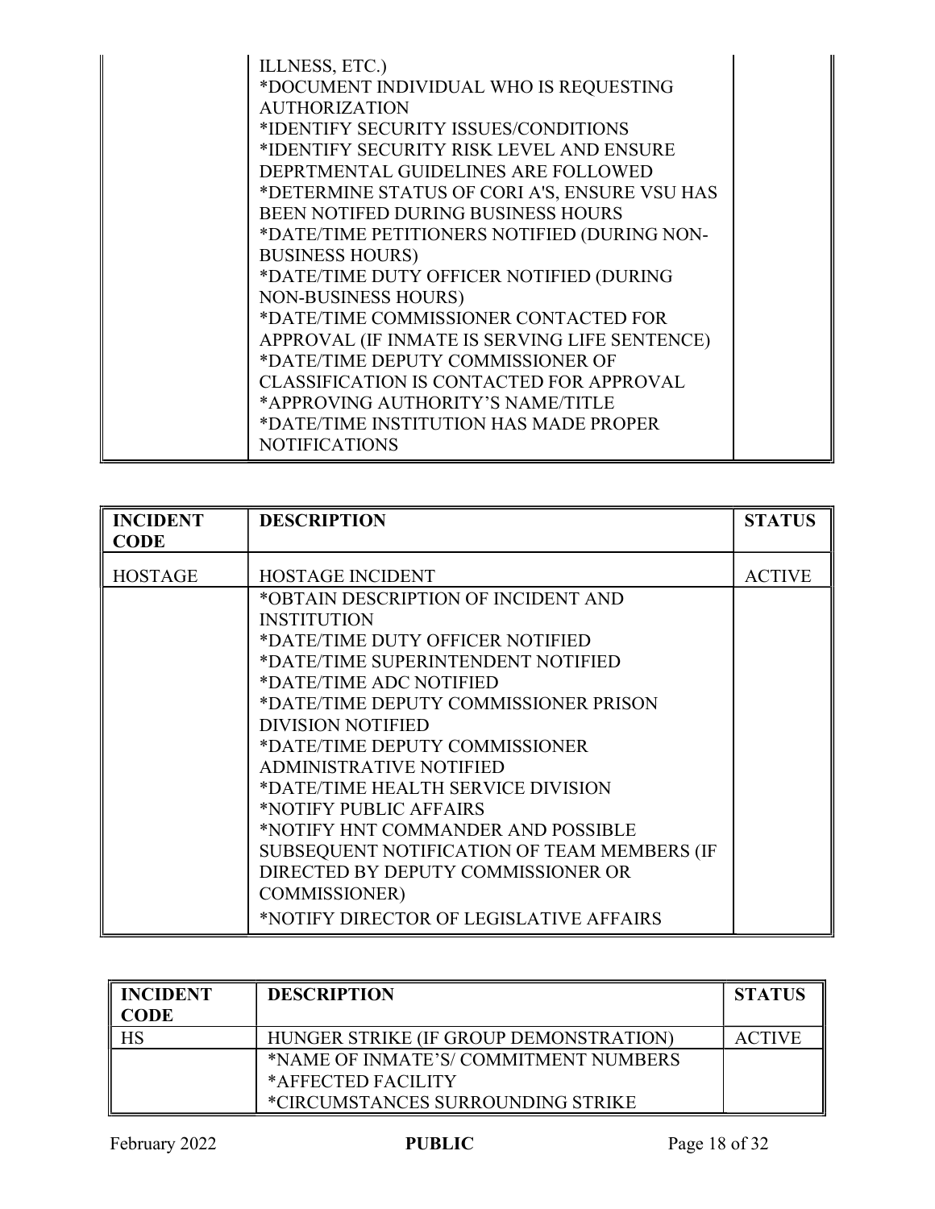| | | |
|---|---|---|
| | ILLNESS, ETC.)<br>*DOCUMENT INDIVIDUAL WHO IS REQUESTING AUTHORIZATION<br>*IDENTIFY SECURITY ISSUES/CONDITIONS<br>*IDENTIFY SECURITY RISK LEVEL AND ENSURE DEPRTMENTAL GUIDELINES ARE FOLLOWED<br>*DETERMINE STATUS OF CORI A'S, ENSURE VSU HAS BEEN NOTIFED DURING BUSINESS HOURS<br>*DATE/TIME PETITIONERS NOTIFIED (DURING NON-BUSINESS HOURS)<br>*DATE/TIME DUTY OFFICER NOTIFIED (DURING NON-BUSINESS HOURS)<br>*DATE/TIME COMMISSIONER CONTACTED FOR APPROVAL (IF INMATE IS SERVING LIFE SENTENCE)<br>*DATE/TIME DEPUTY COMMISSIONER OF CLASSIFICATION IS CONTACTED FOR APPROVAL<br>*APPROVING AUTHORITY'S NAME/TITLE<br>*DATE/TIME INSTITUTION HAS MADE PROPER NOTIFICATIONS | |

| INCIDENT CODE | DESCRIPTION | STATUS |
|---|---|---|
| HOSTAGE | HOSTAGE INCIDENT | ACTIVE |
| | *OBTAIN DESCRIPTION OF INCIDENT AND INSTITUTION<br>*DATE/TIME DUTY OFFICER NOTIFIED<br>*DATE/TIME SUPERINTENDENT NOTIFIED<br>*DATE/TIME ADC NOTIFIED<br>*DATE/TIME DEPUTY COMMISSIONER PRISON DIVISION NOTIFIED<br>*DATE/TIME DEPUTY COMMISSIONER ADMINISTRATIVE NOTIFIED<br>*DATE/TIME HEALTH SERVICE DIVISION<br>*NOTIFY PUBLIC AFFAIRS<br>*NOTIFY HNT COMMANDER AND POSSIBLE SUBSEQUENT NOTIFICATION OF TEAM MEMBERS (IF DIRECTED BY DEPUTY COMMISSIONER OR COMMISSIONER)<br>*NOTIFY DIRECTOR OF LEGISLATIVE AFFAIRS | |

| INCIDENT CODE | DESCRIPTION | STATUS |
|---|---|---|
| HS | HUNGER STRIKE (IF GROUP DEMONSTRATION) | ACTIVE |
| | *NAME OF INMATE'S/ COMMITMENT NUMBERS<br>*AFFECTED FACILITY<br>*CIRCUMSTANCES SURROUNDING STRIKE | |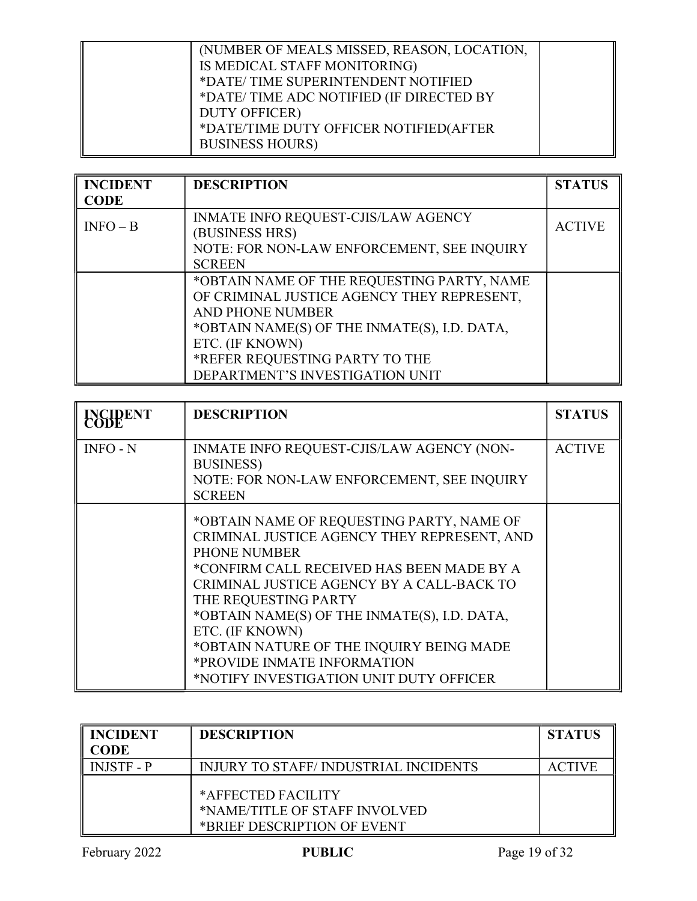| | | |
|---|---|---|
| | (NUMBER OF MEALS MISSED, REASON, LOCATION, IS MEDICAL STAFF MONITORING)<br>*DATE/ TIME SUPERINTENDENT NOTIFIED<br>*DATE/ TIME ADC NOTIFIED (IF DIRECTED BY DUTY OFFICER)<br>*DATE/TIME DUTY OFFICER NOTIFIED(AFTER BUSINESS HOURS) | |

| INCIDENT CODE | DESCRIPTION | STATUS |
|---|---|---|
| INFO – B | INMATE INFO REQUEST-CJIS/LAW AGENCY (BUSINESS HRS)<br>NOTE: FOR NON-LAW ENFORCEMENT, SEE INQUIRY SCREEN | ACTIVE |
| | *OBTAIN NAME OF THE REQUESTING PARTY, NAME OF CRIMINAL JUSTICE AGENCY THEY REPRESENT, AND PHONE NUMBER<br>*OBTAIN NAME(S) OF THE INMATE(S), I.D. DATA, ETC. (IF KNOWN)<br>*REFER REQUESTING PARTY TO THE DEPARTMENT'S INVESTIGATION UNIT | |

| INCIDENT CODE | DESCRIPTION | STATUS |
|---|---|---|
| INFO - N | INMATE INFO REQUEST-CJIS/LAW AGENCY (NON-BUSINESS)<br>NOTE: FOR NON-LAW ENFORCEMENT, SEE INQUIRY SCREEN | ACTIVE |
| | *OBTAIN NAME OF REQUESTING PARTY, NAME OF CRIMINAL JUSTICE AGENCY THEY REPRESENT, AND PHONE NUMBER<br>*CONFIRM CALL RECEIVED HAS BEEN MADE BY A CRIMINAL JUSTICE AGENCY BY A CALL-BACK TO THE REQUESTING PARTY<br>*OBTAIN NAME(S) OF THE INMATE(S), I.D. DATA, ETC. (IF KNOWN)<br>*OBTAIN NATURE OF THE INQUIRY BEING MADE<br>*PROVIDE INMATE INFORMATION<br>*NOTIFY INVESTIGATION UNIT DUTY OFFICER | |

| INCIDENT CODE | DESCRIPTION | STATUS |
|---|---|---|
| INJSTF - P | INJURY TO STAFF/ INDUSTRIAL INCIDENTS | ACTIVE |
| | *AFFECTED FACILITY<br>*NAME/TITLE OF STAFF INVOLVED<br>*BRIEF DESCRIPTION OF EVENT | |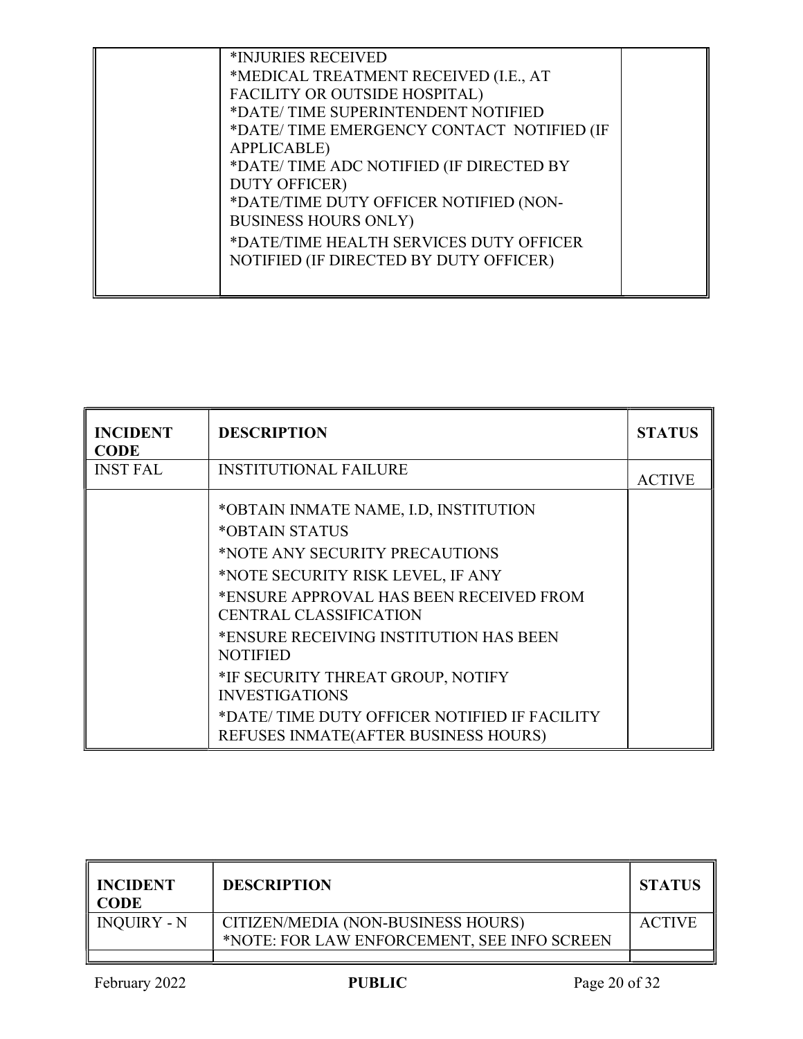| | | |
|---|---|---|
| | *INJURIES RECEIVED<br>*MEDICAL TREATMENT RECEIVED (I.E., AT FACILITY OR OUTSIDE HOSPITAL)<br>*DATE/ TIME SUPERINTENDENT NOTIFIED<br>*DATE/ TIME EMERGENCY CONTACT NOTIFIED (IF APPLICABLE)<br>*DATE/ TIME ADC NOTIFIED (IF DIRECTED BY DUTY OFFICER)<br>*DATE/TIME DUTY OFFICER NOTIFIED (NON-BUSINESS HOURS ONLY)<br>*DATE/TIME HEALTH SERVICES DUTY OFFICER NOTIFIED (IF DIRECTED BY DUTY OFFICER) | |

| INCIDENT CODE | DESCRIPTION | STATUS |
|---|---|---|
| INST FAL | INSTITUTIONAL FAILURE | ACTIVE |
| | *OBTAIN INMATE NAME, I.D, INSTITUTION<br>*OBTAIN STATUS<br>*NOTE ANY SECURITY PRECAUTIONS<br>*NOTE SECURITY RISK LEVEL, IF ANY<br>*ENSURE APPROVAL HAS BEEN RECEIVED FROM CENTRAL CLASSIFICATION<br>*ENSURE RECEIVING INSTITUTION HAS BEEN NOTIFIED<br>*IF SECURITY THREAT GROUP, NOTIFY INVESTIGATIONS<br>*DATE/ TIME DUTY OFFICER NOTIFIED IF FACILITY REFUSES INMATE(AFTER BUSINESS HOURS) | |

| INCIDENT CODE | DESCRIPTION | STATUS |
|---|---|---|
| INQUIRY - N | CITIZEN/MEDIA (NON-BUSINESS HOURS)<br>*NOTE: FOR LAW ENFORCEMENT, SEE INFO SCREEN | ACTIVE |
| | | |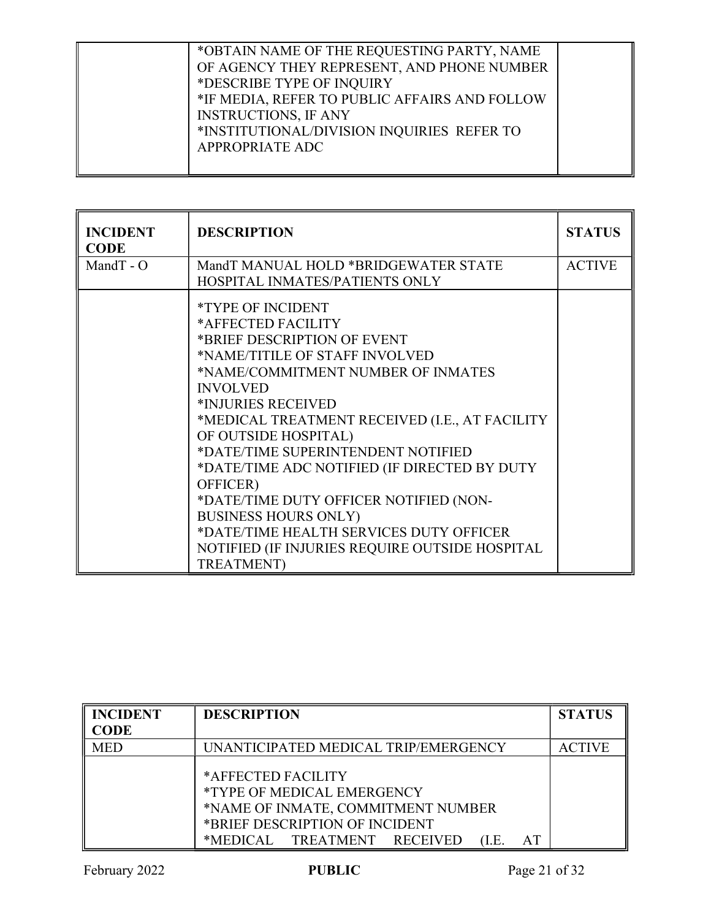| | | |
|---|---|---|
| | *OBTAIN NAME OF THE REQUESTING PARTY, NAME OF AGENCY THEY REPRESENT, AND PHONE NUMBER<br>*DESCRIBE TYPE OF INQUIRY<br>*IF MEDIA, REFER TO PUBLIC AFFAIRS AND FOLLOW INSTRUCTIONS, IF ANY<br>*INSTITUTIONAL/DIVISION INQUIRIES REFER TO APPROPRIATE ADC | |

| INCIDENT CODE | DESCRIPTION | STATUS |
|---|---|---|
| MandT - O | MandT MANUAL HOLD *BRIDGEWATER STATE HOSPITAL INMATES/PATIENTS ONLY | ACTIVE |
| | *TYPE OF INCIDENT<br>*AFFECTED FACILITY<br>*BRIEF DESCRIPTION OF EVENT<br>*NAME/TITILE OF STAFF INVOLVED<br>*NAME/COMMITMENT NUMBER OF INMATES INVOLVED<br>*INJURIES RECEIVED<br>*MEDICAL TREATMENT RECEIVED (I.E., AT FACILITY OF OUTSIDE HOSPITAL)<br>*DATE/TIME SUPERINTENDENT NOTIFIED<br>*DATE/TIME ADC NOTIFIED (IF DIRECTED BY DUTY OFFICER)<br>*DATE/TIME DUTY OFFICER NOTIFIED (NON-BUSINESS HOURS ONLY)<br>*DATE/TIME HEALTH SERVICES DUTY OFFICER NOTIFIED (IF INJURIES REQUIRE OUTSIDE HOSPITAL TREATMENT) | |

| INCIDENT CODE | DESCRIPTION | STATUS |
|---|---|---|
| MED | UNANTICIPATED MEDICAL TRIP/EMERGENCY | ACTIVE |
| | *AFFECTED FACILITY<br>*TYPE OF MEDICAL EMERGENCY<br>*NAME OF INMATE, COMMITMENT NUMBER<br>*BRIEF DESCRIPTION OF INCIDENT<br>*MEDICAL TREATMENT RECEIVED (I.E. AT | |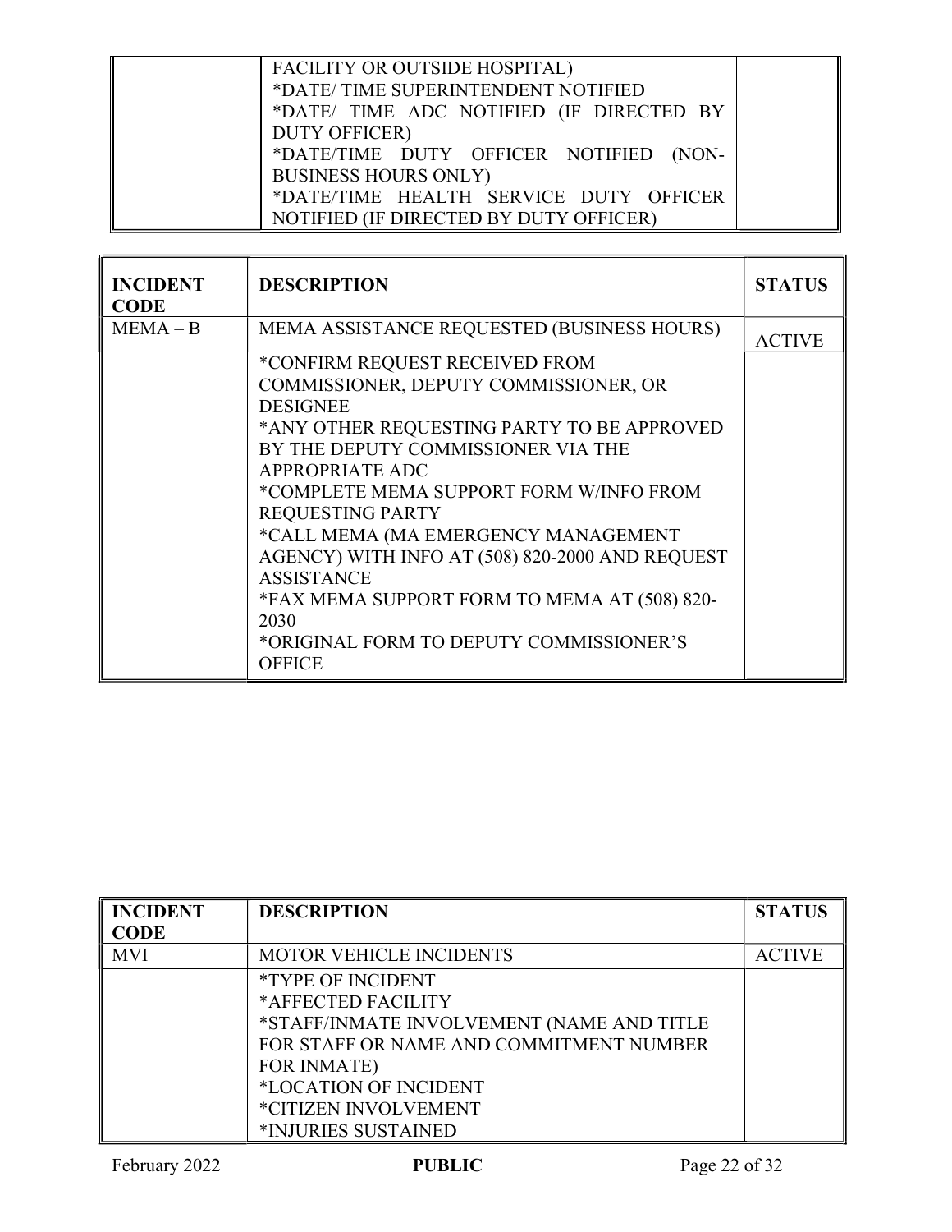| | | |
|---|---|---|
| | FACILITY OR OUTSIDE HOSPITAL)<br>*DATE/ TIME SUPERINTENDENT NOTIFIED<br>*DATE/ TIME ADC NOTIFIED (IF DIRECTED BY DUTY OFFICER)<br>*DATE/TIME DUTY OFFICER NOTIFIED (NON-BUSINESS HOURS ONLY)<br>*DATE/TIME HEALTH SERVICE DUTY OFFICER NOTIFIED (IF DIRECTED BY DUTY OFFICER) | |

| INCIDENT CODE | DESCRIPTION | STATUS |
|---|---|---|
| MEMA – B | MEMA ASSISTANCE REQUESTED (BUSINESS HOURS) | ACTIVE |
| | *CONFIRM REQUEST RECEIVED FROM COMMISSIONER, DEPUTY COMMISSIONER, OR DESIGNEE<br>*ANY OTHER REQUESTING PARTY TO BE APPROVED BY THE DEPUTY COMMISSIONER VIA THE APPROPRIATE ADC<br>*COMPLETE MEMA SUPPORT FORM W/INFO FROM REQUESTING PARTY<br>*CALL MEMA (MA EMERGENCY MANAGEMENT AGENCY) WITH INFO AT (508) 820-2000 AND REQUEST ASSISTANCE<br>*FAX MEMA SUPPORT FORM TO MEMA AT (508) 820-2030<br>*ORIGINAL FORM TO DEPUTY COMMISSIONER'S OFFICE | |

| INCIDENT CODE | DESCRIPTION | STATUS |
|---|---|---|
| MVI | MOTOR VEHICLE INCIDENTS | ACTIVE |
| | *TYPE OF INCIDENT<br>*AFFECTED FACILITY<br>*STAFF/INMATE INVOLVEMENT (NAME AND TITLE FOR STAFF OR NAME AND COMMITMENT NUMBER FOR INMATE)<br>*LOCATION OF INCIDENT<br>*CITIZEN INVOLVEMENT<br>*INJURIES SUSTAINED | |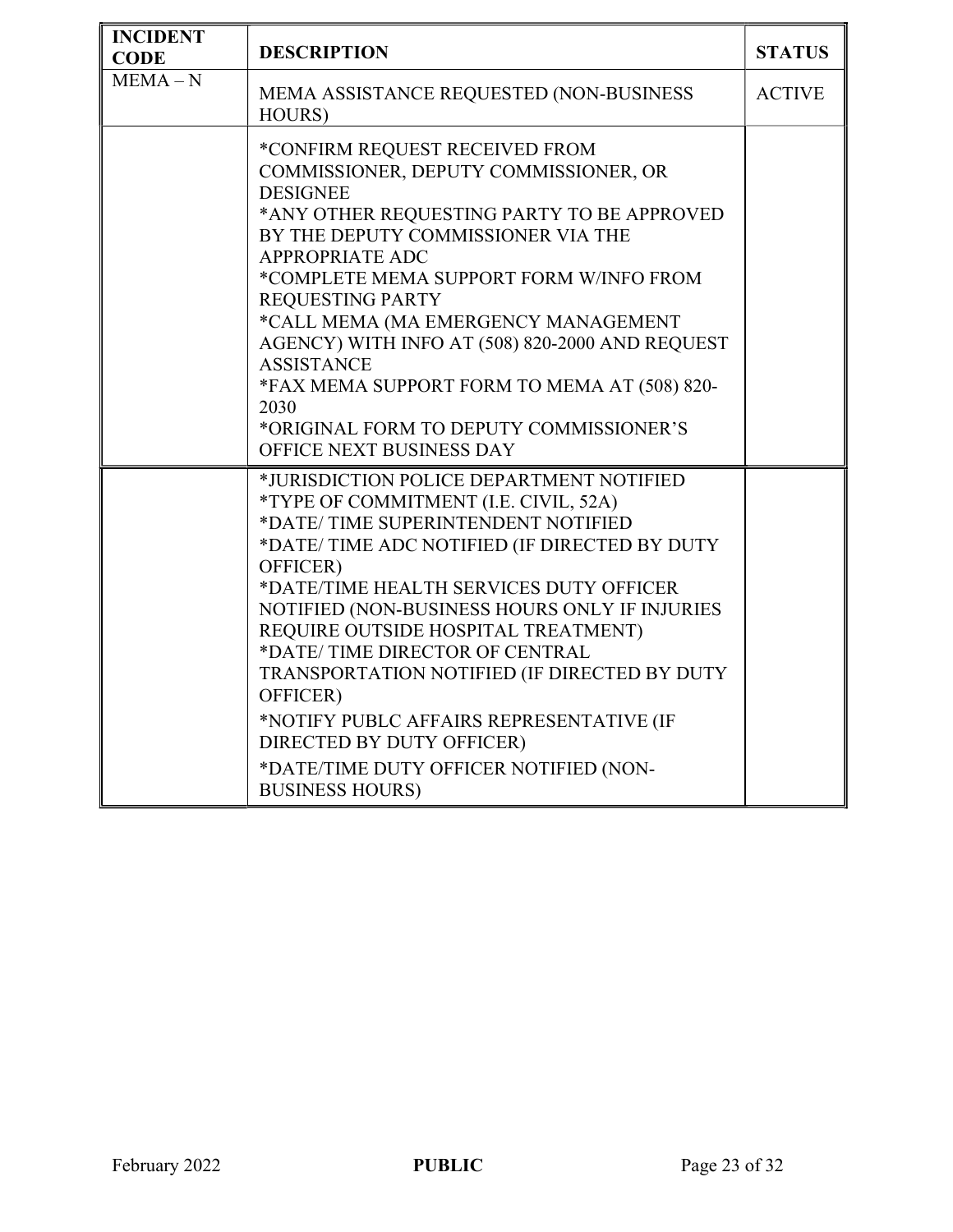| INCIDENT CODE | DESCRIPTION | STATUS |
|---|---|---|
| MEMA – N | MEMA ASSISTANCE REQUESTED (NON-BUSINESS HOURS) | ACTIVE |
| | *CONFIRM REQUEST RECEIVED FROM COMMISSIONER, DEPUTY COMMISSIONER, OR DESIGNEE<br>*ANY OTHER REQUESTING PARTY TO BE APPROVED BY THE DEPUTY COMMISSIONER VIA THE APPROPRIATE ADC<br>*COMPLETE MEMA SUPPORT FORM W/INFO FROM REQUESTING PARTY<br>*CALL MEMA (MA EMERGENCY MANAGEMENT AGENCY) WITH INFO AT (508) 820-2000 AND REQUEST ASSISTANCE<br>*FAX MEMA SUPPORT FORM TO MEMA AT (508) 820-2030<br>*ORIGINAL FORM TO DEPUTY COMMISSIONER'S OFFICE NEXT BUSINESS DAY | |
| | *JURISDICTION POLICE DEPARTMENT NOTIFIED<br>*TYPE OF COMMITMENT (I.E. CIVIL, 52A)<br>*DATE/ TIME SUPERINTENDENT NOTIFIED<br>*DATE/ TIME ADC NOTIFIED (IF DIRECTED BY DUTY OFFICER)<br>*DATE/TIME HEALTH SERVICES DUTY OFFICER NOTIFIED (NON-BUSINESS HOURS ONLY IF INJURIES REQUIRE OUTSIDE HOSPITAL TREATMENT)<br>*DATE/ TIME DIRECTOR OF CENTRAL TRANSPORTATION NOTIFIED (IF DIRECTED BY DUTY OFFICER)<br>*NOTIFY PUBLC AFFAIRS REPRESENTATIVE (IF DIRECTED BY DUTY OFFICER)<br>*DATE/TIME DUTY OFFICER NOTIFIED (NON-BUSINESS HOURS) | |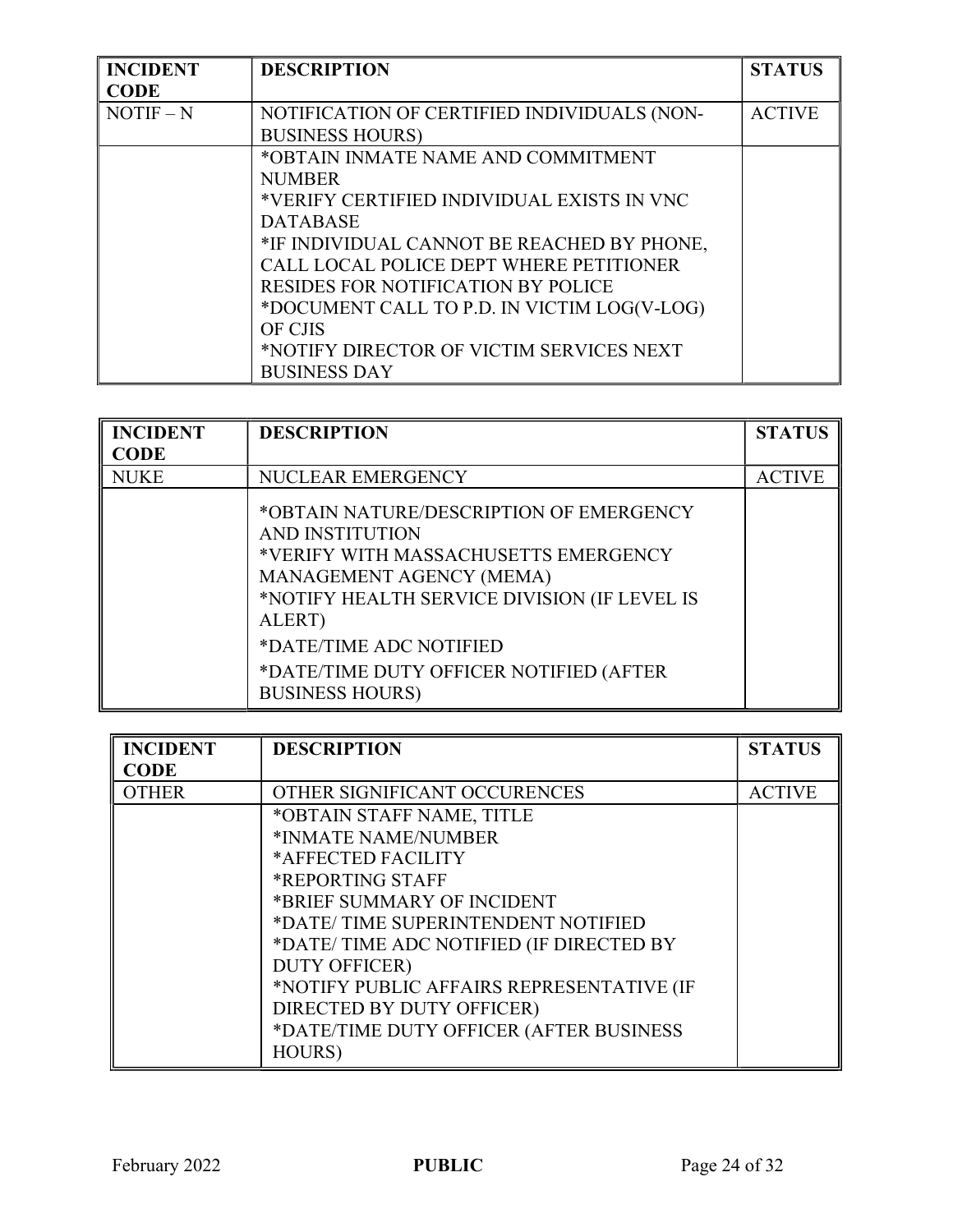| INCIDENT CODE | DESCRIPTION | STATUS |
|---|---|---|
| NOTIF – N | NOTIFICATION OF CERTIFIED INDIVIDUALS (NON-BUSINESS HOURS) | ACTIVE |
| | *OBTAIN INMATE NAME AND COMMITMENT NUMBER<br>*VERIFY CERTIFIED INDIVIDUAL EXISTS IN VNC DATABASE<br>*IF INDIVIDUAL CANNOT BE REACHED BY PHONE, CALL LOCAL POLICE DEPT WHERE PETITIONER RESIDES FOR NOTIFICATION BY POLICE<br>*DOCUMENT CALL TO P.D. IN VICTIM LOG(V-LOG) OF CJIS<br>*NOTIFY DIRECTOR OF VICTIM SERVICES NEXT BUSINESS DAY | |

| INCIDENT CODE | DESCRIPTION | STATUS |
|---|---|---|
| NUKE | NUCLEAR EMERGENCY | ACTIVE |
| | *OBTAIN NATURE/DESCRIPTION OF EMERGENCY AND INSTITUTION<br>*VERIFY WITH MASSACHUSETTS EMERGENCY MANAGEMENT AGENCY (MEMA)<br>*NOTIFY HEALTH SERVICE DIVISION (IF LEVEL IS ALERT)<br>*DATE/TIME ADC NOTIFIED<br>*DATE/TIME DUTY OFFICER NOTIFIED (AFTER BUSINESS HOURS) | |

| INCIDENT CODE | DESCRIPTION | STATUS |
|---|---|---|
| OTHER | OTHER SIGNIFICANT OCCURENCES | ACTIVE |
| | *OBTAIN STAFF NAME, TITLE<br>*INMATE NAME/NUMBER<br>*AFFECTED FACILITY<br>*REPORTING STAFF<br>*BRIEF SUMMARY OF INCIDENT<br>*DATE/ TIME SUPERINTENDENT NOTIFIED<br>*DATE/ TIME ADC NOTIFIED (IF DIRECTED BY DUTY OFFICER)<br>*NOTIFY PUBLIC AFFAIRS REPRESENTATIVE (IF DIRECTED BY DUTY OFFICER)<br>*DATE/TIME DUTY OFFICER (AFTER BUSINESS HOURS) | |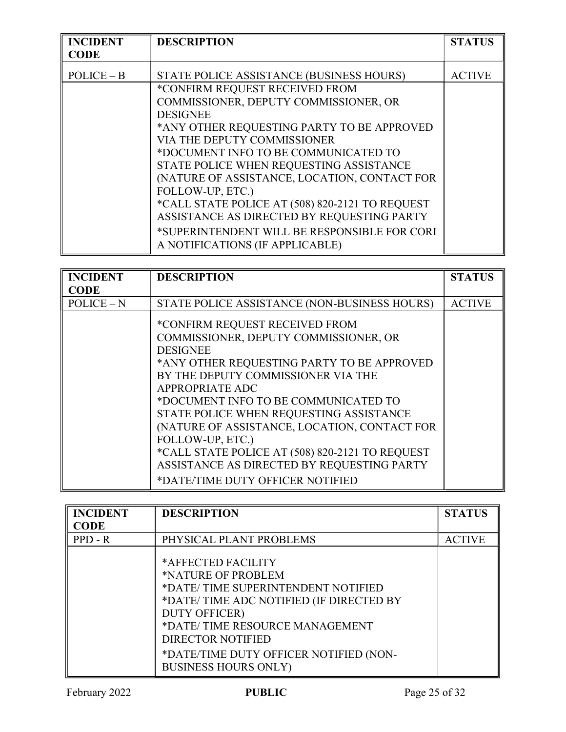| INCIDENT CODE | DESCRIPTION | STATUS |
|---|---|---|
| POLICE – B | STATE POLICE ASSISTANCE (BUSINESS HOURS) | ACTIVE |
| | *CONFIRM REQUEST RECEIVED FROM COMMISSIONER, DEPUTY COMMISSIONER, OR DESIGNEE<br>*ANY OTHER REQUESTING PARTY TO BE APPROVED VIA THE DEPUTY COMMISSIONER<br>*DOCUMENT INFO TO BE COMMUNICATED TO STATE POLICE WHEN REQUESTING ASSISTANCE (NATURE OF ASSISTANCE, LOCATION, CONTACT FOR FOLLOW-UP, ETC.)<br>*CALL STATE POLICE AT (508) 820-2121 TO REQUEST ASSISTANCE AS DIRECTED BY REQUESTING PARTY<br>*SUPERINTENDENT WILL BE RESPONSIBLE FOR CORI A NOTIFICATIONS (IF APPLICABLE) | |

| INCIDENT CODE | DESCRIPTION | STATUS |
|---|---|---|
| POLICE – N | STATE POLICE ASSISTANCE (NON-BUSINESS HOURS) | ACTIVE |
| | *CONFIRM REQUEST RECEIVED FROM COMMISSIONER, DEPUTY COMMISSIONER, OR DESIGNEE<br>*ANY OTHER REQUESTING PARTY TO BE APPROVED BY THE DEPUTY COMMISSIONER VIA THE APPROPRIATE ADC<br>*DOCUMENT INFO TO BE COMMUNICATED TO STATE POLICE WHEN REQUESTING ASSISTANCE (NATURE OF ASSISTANCE, LOCATION, CONTACT FOR FOLLOW-UP, ETC.)<br>*CALL STATE POLICE AT (508) 820-2121 TO REQUEST ASSISTANCE AS DIRECTED BY REQUESTING PARTY<br>*DATE/TIME DUTY OFFICER NOTIFIED | |

| INCIDENT CODE | DESCRIPTION | STATUS |
|---|---|---|
| PPD - R | PHYSICAL PLANT PROBLEMS | ACTIVE |
| | *AFFECTED FACILITY<br>*NATURE OF PROBLEM<br>*DATE/ TIME SUPERINTENDENT NOTIFIED<br>*DATE/ TIME ADC NOTIFIED (IF DIRECTED BY DUTY OFFICER)<br>*DATE/ TIME RESOURCE MANAGEMENT DIRECTOR NOTIFIED<br>*DATE/TIME DUTY OFFICER NOTIFIED (NON-BUSINESS HOURS ONLY) | |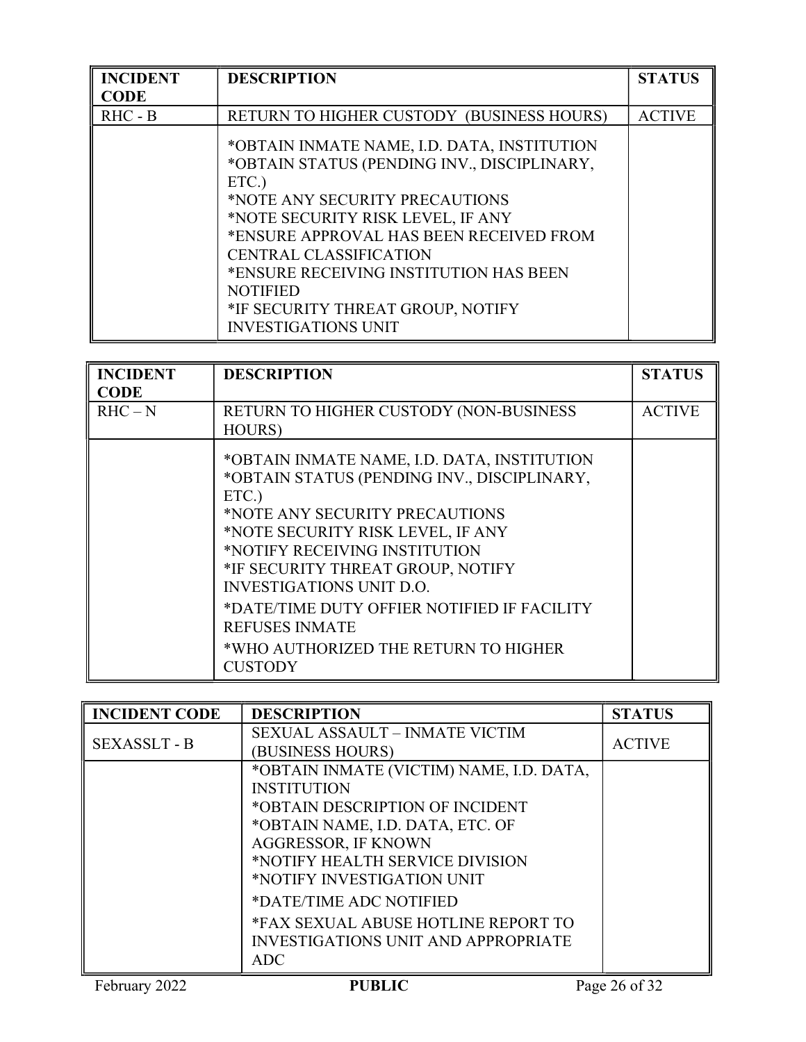| INCIDENT CODE | DESCRIPTION | STATUS |
|---|---|---|
| RHC - B | RETURN TO HIGHER CUSTODY (BUSINESS HOURS) | ACTIVE |
| | *OBTAIN INMATE NAME, I.D. DATA, INSTITUTION<br>*OBTAIN STATUS (PENDING INV., DISCIPLINARY, ETC.)<br>*NOTE ANY SECURITY PRECAUTIONS<br>*NOTE SECURITY RISK LEVEL, IF ANY<br>*ENSURE APPROVAL HAS BEEN RECEIVED FROM CENTRAL CLASSIFICATION<br>*ENSURE RECEIVING INSTITUTION HAS BEEN NOTIFIED<br>*IF SECURITY THREAT GROUP, NOTIFY INVESTIGATIONS UNIT | |

| INCIDENT CODE | DESCRIPTION | STATUS |
|---|---|---|
| RHC – N | RETURN TO HIGHER CUSTODY (NON-BUSINESS HOURS) | ACTIVE |
| | *OBTAIN INMATE NAME, I.D. DATA, INSTITUTION<br>*OBTAIN STATUS (PENDING INV., DISCIPLINARY, ETC.)<br>*NOTE ANY SECURITY PRECAUTIONS<br>*NOTE SECURITY RISK LEVEL, IF ANY<br>*NOTIFY RECEIVING INSTITUTION<br>*IF SECURITY THREAT GROUP, NOTIFY INVESTIGATIONS UNIT D.O.<br>*DATE/TIME DUTY OFFIER NOTIFIED IF FACILITY REFUSES INMATE<br>*WHO AUTHORIZED THE RETURN TO HIGHER CUSTODY | |

| INCIDENT CODE | DESCRIPTION | STATUS |
|---|---|---|
| SEXASSLT - B | SEXUAL ASSAULT – INMATE VICTIM (BUSINESS HOURS) | ACTIVE |
| | *OBTAIN INMATE (VICTIM) NAME, I.D. DATA, INSTITUTION<br>*OBTAIN DESCRIPTION OF INCIDENT<br>*OBTAIN NAME, I.D. DATA, ETC. OF AGGRESSOR, IF KNOWN<br>*NOTIFY HEALTH SERVICE DIVISION<br>*NOTIFY INVESTIGATION UNIT<br>*DATE/TIME ADC NOTIFIED<br>*FAX SEXUAL ABUSE HOTLINE REPORT TO INVESTIGATIONS UNIT AND APPROPRIATE ADC | |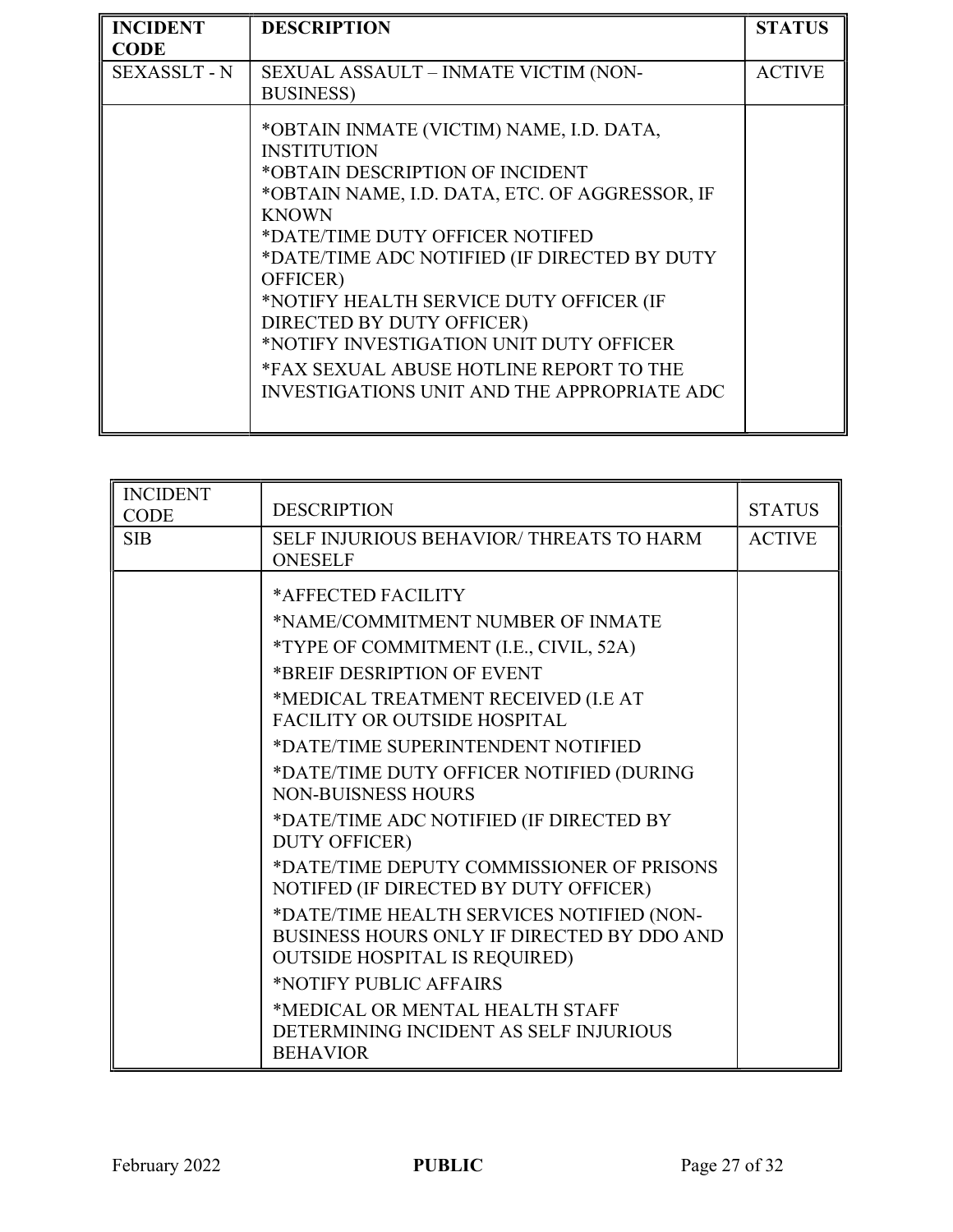| INCIDENT CODE | DESCRIPTION | STATUS |
|---|---|---|
| SEXASSLT - N | SEXUAL ASSAULT – INMATE VICTIM (NON-BUSINESS) | ACTIVE |
| | *OBTAIN INMATE (VICTIM) NAME, I.D. DATA, INSTITUTION<br>*OBTAIN DESCRIPTION OF INCIDENT<br>*OBTAIN NAME, I.D. DATA, ETC. OF AGGRESSOR, IF KNOWN<br>*DATE/TIME DUTY OFFICER NOTIFED<br>*DATE/TIME ADC NOTIFIED (IF DIRECTED BY DUTY OFFICER)<br>*NOTIFY HEALTH SERVICE DUTY OFFICER (IF DIRECTED BY DUTY OFFICER)<br>*NOTIFY INVESTIGATION UNIT DUTY OFFICER<br>*FAX SEXUAL ABUSE HOTLINE REPORT TO THE INVESTIGATIONS UNIT AND THE APPROPRIATE ADC | |

| INCIDENT CODE | DESCRIPTION | STATUS |
|---|---|---|
| SIB | SELF INJURIOUS BEHAVIOR/ THREATS TO HARM ONESELF | ACTIVE |
| | *AFFECTED FACILITY<br>*NAME/COMMITMENT NUMBER OF INMATE<br>*TYPE OF COMMITMENT (I.E., CIVIL, 52A)<br>*BREIF DESRIPTION OF EVENT<br>*MEDICAL TREATMENT RECEIVED (I.E AT FACILITY OR OUTSIDE HOSPITAL<br>*DATE/TIME SUPERINTENDENT NOTIFIED<br>*DATE/TIME DUTY OFFICER NOTIFIED (DURING NON-BUISNESS HOURS<br>*DATE/TIME ADC NOTIFIED (IF DIRECTED BY DUTY OFFICER)<br>*DATE/TIME DEPUTY COMMISSIONER OF PRISONS NOTIFED (IF DIRECTED BY DUTY OFFICER)<br>*DATE/TIME HEALTH SERVICES NOTIFIED (NON-BUSINESS HOURS ONLY IF DIRECTED BY DDO AND OUTSIDE HOSPITAL IS REQUIRED)<br>*NOTIFY PUBLIC AFFAIRS<br>*MEDICAL OR MENTAL HEALTH STAFF DETERMINING INCIDENT AS SELF INJURIOUS BEHAVIOR | |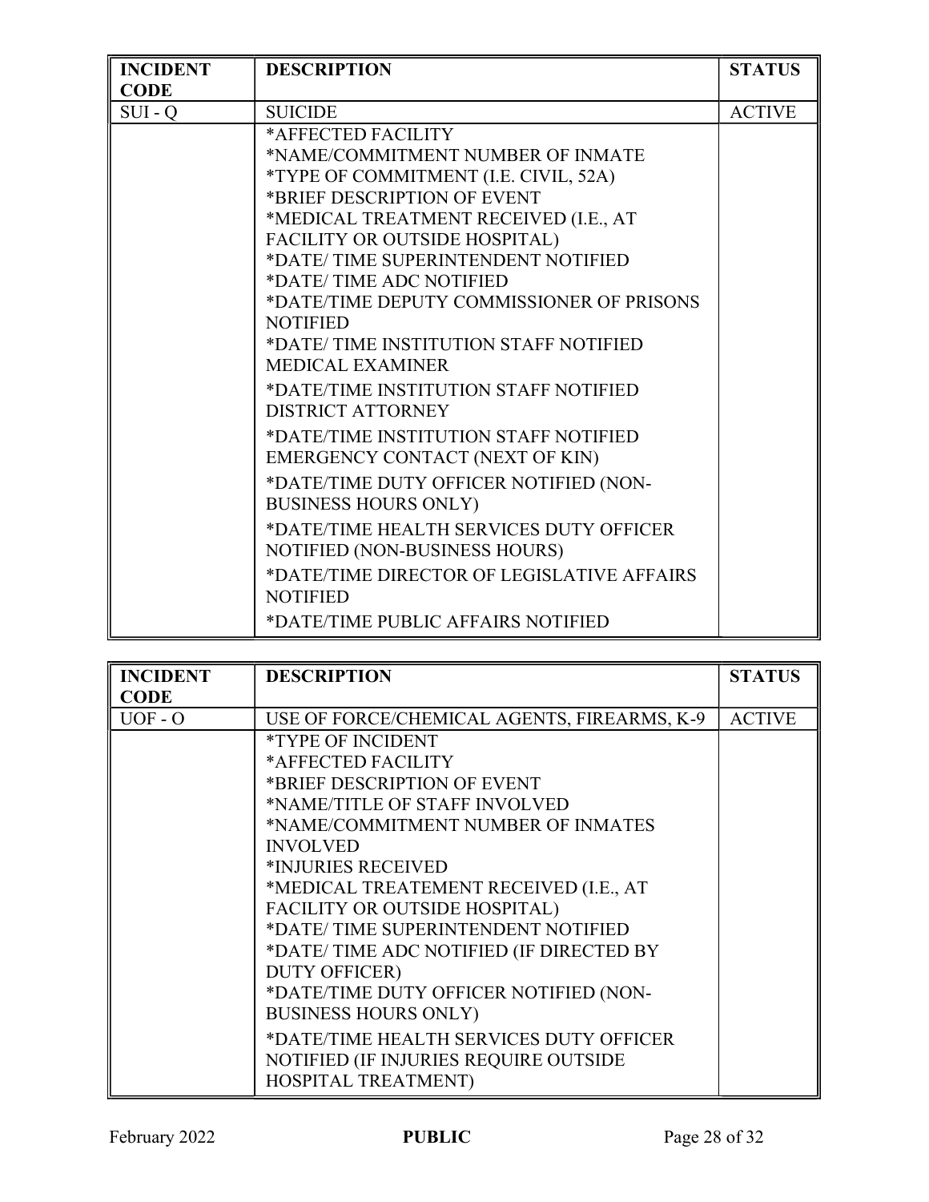| INCIDENT CODE | DESCRIPTION | STATUS |
|---|---|---|
| SUI - Q | SUICIDE | ACTIVE |
| | *AFFECTED FACILITY<br>*NAME/COMMITMENT NUMBER OF INMATE<br>*TYPE OF COMMITMENT (I.E. CIVIL, 52A)<br>*BRIEF DESCRIPTION OF EVENT<br>*MEDICAL TREATMENT RECEIVED (I.E., AT FACILITY OR OUTSIDE HOSPITAL)<br>*DATE/ TIME SUPERINTENDENT NOTIFIED<br>*DATE/ TIME ADC NOTIFIED<br>*DATE/TIME DEPUTY COMMISSIONER OF PRISONS NOTIFIED<br>*DATE/ TIME INSTITUTION STAFF NOTIFIED MEDICAL EXAMINER<br>*DATE/TIME INSTITUTION STAFF NOTIFIED DISTRICT ATTORNEY<br>*DATE/TIME INSTITUTION STAFF NOTIFIED EMERGENCY CONTACT (NEXT OF KIN)<br>*DATE/TIME DUTY OFFICER NOTIFIED (NON-BUSINESS HOURS ONLY)<br>*DATE/TIME HEALTH SERVICES DUTY OFFICER NOTIFIED (NON-BUSINESS HOURS)<br>*DATE/TIME DIRECTOR OF LEGISLATIVE AFFAIRS NOTIFIED<br>*DATE/TIME PUBLIC AFFAIRS NOTIFIED | |

| INCIDENT CODE | DESCRIPTION | STATUS |
|---|---|---|
| UOF - O | USE OF FORCE/CHEMICAL AGENTS, FIREARMS, K-9 | ACTIVE |
| | *TYPE OF INCIDENT<br>*AFFECTED FACILITY<br>*BRIEF DESCRIPTION OF EVENT<br>*NAME/TITLE OF STAFF INVOLVED<br>*NAME/COMMITMENT NUMBER OF INMATES INVOLVED<br>*INJURIES RECEIVED<br>*MEDICAL TREATEMENT RECEIVED (I.E., AT FACILITY OR OUTSIDE HOSPITAL)<br>*DATE/ TIME SUPERINTENDENT NOTIFIED<br>*DATE/ TIME ADC NOTIFIED (IF DIRECTED BY DUTY OFFICER)<br>*DATE/TIME DUTY OFFICER NOTIFIED (NON-BUSINESS HOURS ONLY)<br>*DATE/TIME HEALTH SERVICES DUTY OFFICER NOTIFIED (IF INJURIES REQUIRE OUTSIDE HOSPITAL TREATMENT) | |

February 2022 **PUBLIC**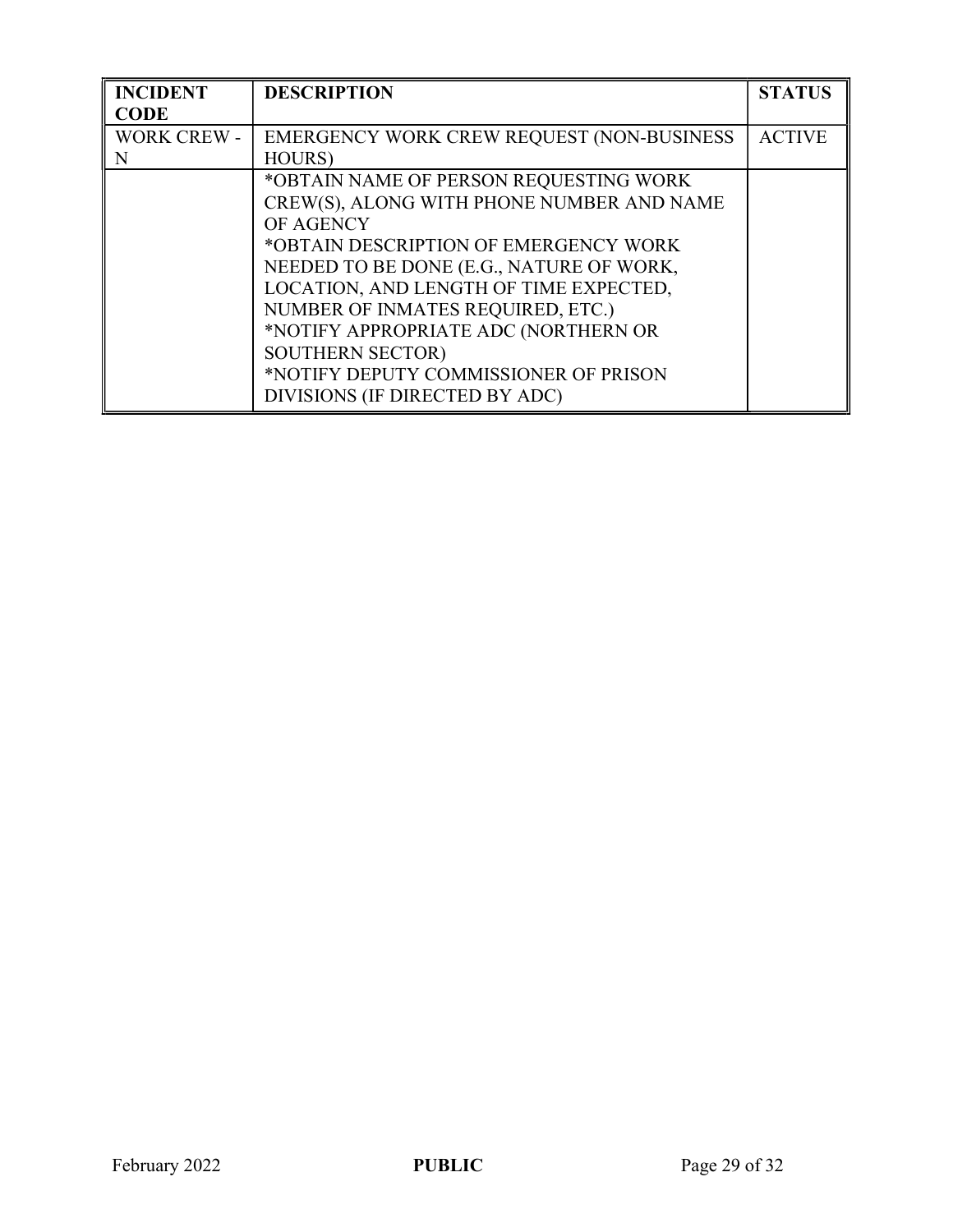| INCIDENT CODE | DESCRIPTION | STATUS |
|---|---|---|
| WORK CREW - N | EMERGENCY WORK CREW REQUEST (NON-BUSINESS HOURS) | ACTIVE |
| | *OBTAIN NAME OF PERSON REQUESTING WORK CREW(S), ALONG WITH PHONE NUMBER AND NAME OF AGENCY<br>*OBTAIN DESCRIPTION OF EMERGENCY WORK NEEDED TO BE DONE (E.G., NATURE OF WORK, LOCATION, AND LENGTH OF TIME EXPECTED, NUMBER OF INMATES REQUIRED, ETC.)<br>*NOTIFY APPROPRIATE ADC (NORTHERN OR SOUTHERN SECTOR)<br>*NOTIFY DEPUTY COMMISSIONER OF PRISON DIVISIONS (IF DIRECTED BY ADC) | |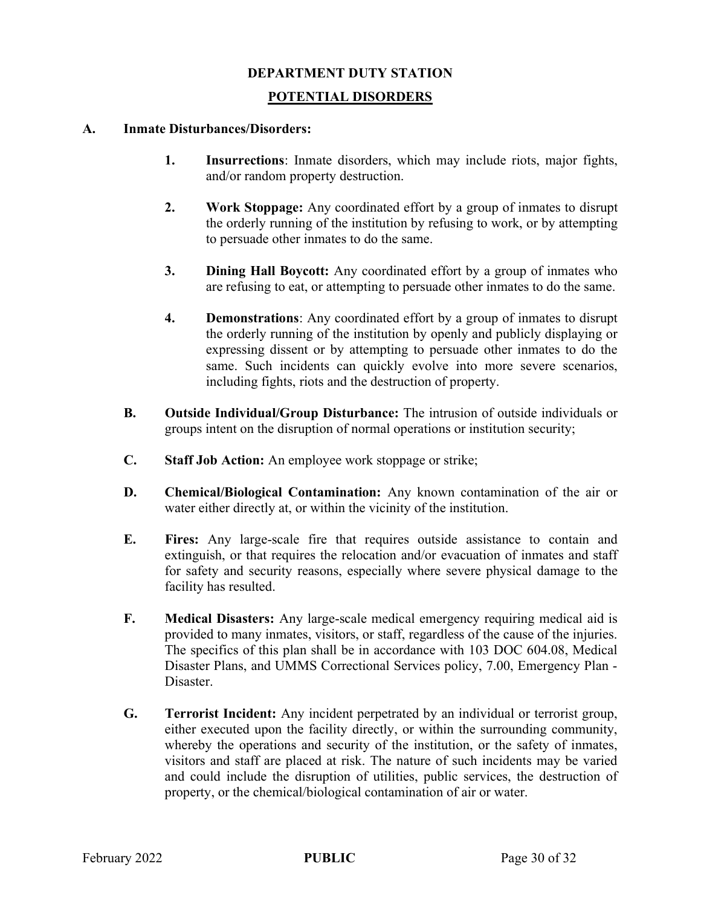## DEPARTMENT DUTY STATION

## POTENTIAL DISORDERS

**A. Inmate Disturbances/Disorders:**

1. **Insurrections**: Inmate disorders, which may include riots, major fights, and/or random property destruction.

2. **Work Stoppage:** Any coordinated effort by a group of inmates to disrupt the orderly running of the institution by refusing to work, or by attempting to persuade other inmates to do the same.

3. **Dining Hall Boycott:** Any coordinated effort by a group of inmates who are refusing to eat, or attempting to persuade other inmates to do the same.

4. **Demonstrations**: Any coordinated effort by a group of inmates to disrupt the orderly running of the institution by openly and publicly displaying or expressing dissent or by attempting to persuade other inmates to do the same. Such incidents can quickly evolve into more severe scenarios, including fights, riots and the destruction of property.

**B. Outside Individual/Group Disturbance:** The intrusion of outside individuals or groups intent on the disruption of normal operations or institution security;

**C. Staff Job Action:** An employee work stoppage or strike;

**D. Chemical/Biological Contamination:** Any known contamination of the air or water either directly at, or within the vicinity of the institution.

**E. Fires:** Any large-scale fire that requires outside assistance to contain and extinguish, or that requires the relocation and/or evacuation of inmates and staff for safety and security reasons, especially where severe physical damage to the facility has resulted.

**F. Medical Disasters:** Any large-scale medical emergency requiring medical aid is provided to many inmates, visitors, or staff, regardless of the cause of the injuries. The specifics of this plan shall be in accordance with 103 DOC 604.08, Medical Disaster Plans, and UMMS Correctional Services policy, 7.00, Emergency Plan - Disaster.

**G. Terrorist Incident:** Any incident perpetrated by an individual or terrorist group, either executed upon the facility directly, or within the surrounding community, whereby the operations and security of the institution, or the safety of inmates, visitors and staff are placed at risk. The nature of such incidents may be varied and could include the disruption of utilities, public services, the destruction of property, or the chemical/biological contamination of air or water.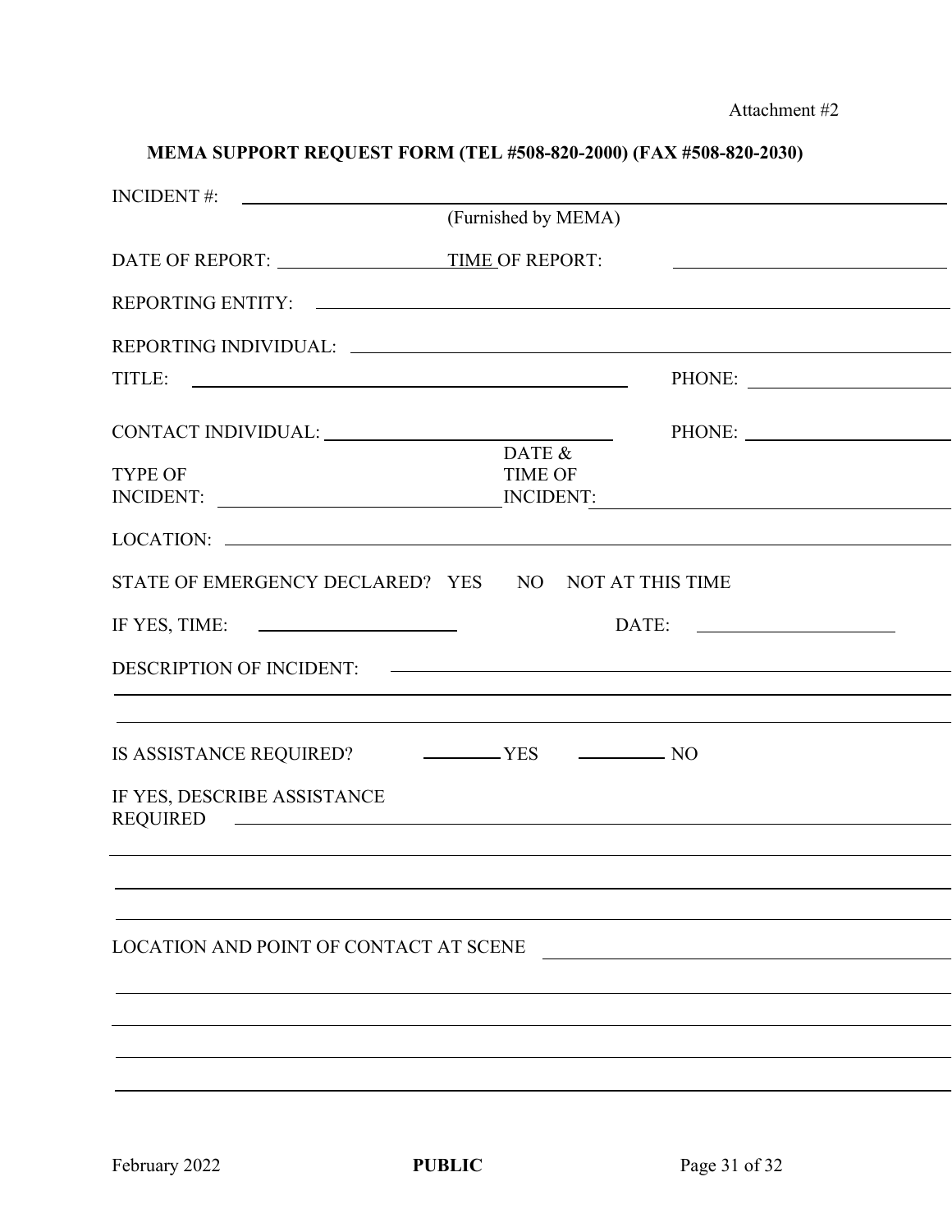Attachment #2

**MEMA SUPPORT REQUEST FORM (TEL #508-820-2000) (FAX #508-820-2030)**

INCIDENT #: ______________________________________________
(Furnished by MEMA)

DATE OF REPORT: ________________ TIME OF REPORT: ________________

REPORTING ENTITY: ______________________________________________

REPORTING INDIVIDUAL: ______________________________________________

TITLE: ______________________________ PHONE: ________________

CONTACT INDIVIDUAL: ______________________ PHONE: ________________

TYPE OF INCIDENT: ______________________ DATE & TIME OF INCIDENT: ______________________

LOCATION: ______________________________________________

STATE OF EMERGENCY DECLARED? YES NO NOT AT THIS TIME

IF YES, TIME: ________________ DATE: ________________

DESCRIPTION OF INCIDENT: ______________________________________________

______________________________________________

______________________________________________

IS ASSISTANCE REQUIRED? ________ YES ________ NO

IF YES, DESCRIBE ASSISTANCE REQUIRED ______________________________________________

______________________________________________

______________________________________________

______________________________________________

LOCATION AND POINT OF CONTACT AT SCENE ______________________________________________

______________________________________________

______________________________________________

______________________________________________

______________________________________________

February 2022 **PUBLIC**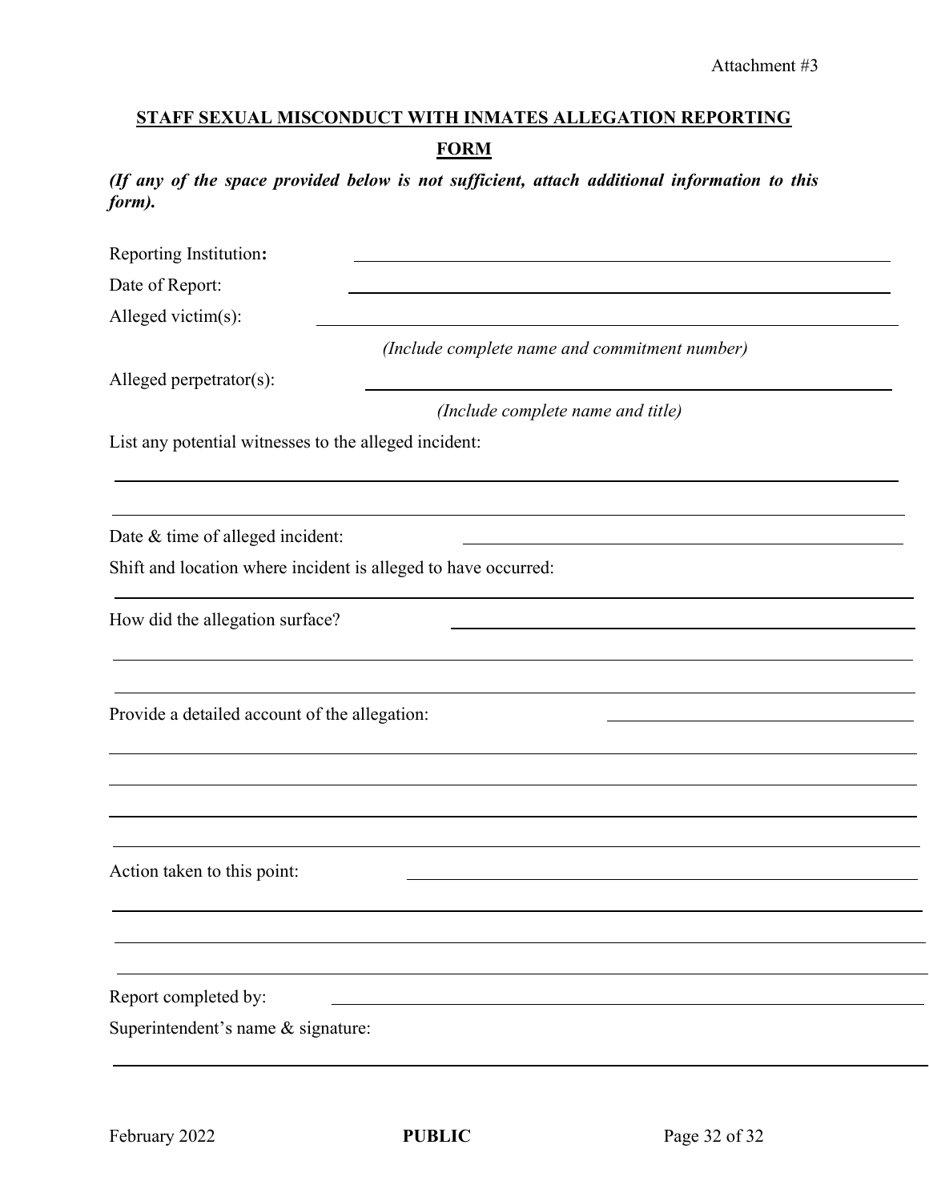Attachment #3

## STAFF SEXUAL MISCONDUCT WITH INMATES ALLEGATION REPORTING FORM

***(If any of the space provided below is not sufficient, attach additional information to this form).***

Reporting Institution**:** ____________________________________________

Date of Report: ____________________________________________

Alleged victim(s): ____________________________________________

*(Include complete name and commitment number)*

Alleged perpetrator(s): ____________________________________________

*(Include complete name and title)*

List any potential witnesses to the alleged incident:

____________________________________________

____________________________________________

Date & time of alleged incident: ____________________________________________

Shift and location where incident is alleged to have occurred:

____________________________________________

How did the allegation surface? ____________________________________________

____________________________________________

____________________________________________

Provide a detailed account of the allegation: ____________________________________________

____________________________________________

____________________________________________

____________________________________________

____________________________________________

Action taken to this point: ____________________________________________

____________________________________________

____________________________________________

____________________________________________

Report completed by: ____________________________________________

Superintendent's name & signature:

____________________________________________

February 2022 **PUBLIC**